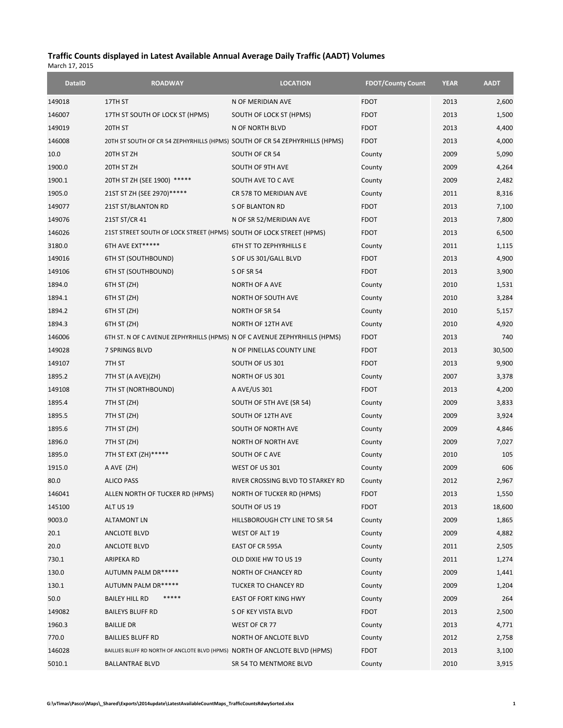**Traffic Counts displayed in Latest Available Annual Average Daily Traffic (AADT) Volumes**

March 17, 2015

| DataID | ROADWAY | LOCATION | FDOT/County Count | YEAR | AADT |
|---|---|---|---|---|---|
| 149018 | 17TH ST | N OF MERIDIAN AVE | FDOT | 2013 | 2,600 |
| 146007 | 17TH ST SOUTH OF LOCK ST (HPMS) | SOUTH OF LOCK ST (HPMS) | FDOT | 2013 | 1,500 |
| 149019 | 20TH ST | N OF NORTH BLVD | FDOT | 2013 | 4,400 |
| 146008 | 20TH ST SOUTH OF CR 54 ZEPHYRHILLS (HPMS) | SOUTH OF CR 54 ZEPHYRHILLS (HPMS) | FDOT | 2013 | 4,000 |
| 10.0 | 20TH ST ZH | SOUTH OF CR 54 | County | 2009 | 5,090 |
| 1900.0 | 20TH ST ZH | SOUTH OF 9TH AVE | County | 2009 | 4,264 |
| 1900.1 | 20TH ST ZH (SEE 1900) ***** | SOUTH AVE TO C AVE | County | 2009 | 2,482 |
| 1905.0 | 21ST ST ZH (SEE 2970)***** | CR 578 TO MERIDIAN AVE | County | 2011 | 8,316 |
| 149077 | 21ST ST/BLANTON RD | S OF BLANTON RD | FDOT | 2013 | 7,100 |
| 149076 | 21ST ST/CR 41 | N OF SR 52/MERIDIAN AVE | FDOT | 2013 | 7,800 |
| 146026 | 21ST STREET SOUTH OF LOCK STREET (HPMS) | SOUTH OF LOCK STREET (HPMS) | FDOT | 2013 | 6,500 |
| 3180.0 | 6TH AVE EXT***** | 6TH ST TO ZEPHYRHILLS E | County | 2011 | 1,115 |
| 149016 | 6TH ST (SOUTHBOUND) | S OF US 301/GALL BLVD | FDOT | 2013 | 4,900 |
| 149106 | 6TH ST (SOUTHBOUND) | S OF SR 54 | FDOT | 2013 | 3,900 |
| 1894.0 | 6TH ST (ZH) | NORTH OF A AVE | County | 2010 | 1,531 |
| 1894.1 | 6TH ST (ZH) | NORTH OF SOUTH AVE | County | 2010 | 3,284 |
| 1894.2 | 6TH ST (ZH) | NORTH OF SR 54 | County | 2010 | 5,157 |
| 1894.3 | 6TH ST (ZH) | NORTH OF 12TH AVE | County | 2010 | 4,920 |
| 146006 | 6TH ST. N OF C AVENUE ZEPHYRHILLS (HPMS) | N OF C AVENUE ZEPHYRHILLS (HPMS) | FDOT | 2013 | 740 |
| 149028 | 7 SPRINGS BLVD | N OF PINELLAS COUNTY LINE | FDOT | 2013 | 30,500 |
| 149107 | 7TH ST | SOUTH OF US 301 | FDOT | 2013 | 9,900 |
| 1895.2 | 7TH ST (A AVE)(ZH) | NORTH OF US 301 | County | 2007 | 3,378 |
| 149108 | 7TH ST (NORTHBOUND) | A AVE/US 301 | FDOT | 2013 | 4,200 |
| 1895.4 | 7TH ST (ZH) | SOUTH OF 5TH AVE (SR 54) | County | 2009 | 3,833 |
| 1895.5 | 7TH ST (ZH) | SOUTH OF 12TH AVE | County | 2009 | 3,924 |
| 1895.6 | 7TH ST (ZH) | SOUTH OF NORTH AVE | County | 2009 | 4,846 |
| 1896.0 | 7TH ST (ZH) | NORTH OF NORTH AVE | County | 2009 | 7,027 |
| 1895.0 | 7TH ST EXT (ZH)***** | SOUTH OF C AVE | County | 2010 | 105 |
| 1915.0 | A AVE (ZH) | WEST OF US 301 | County | 2009 | 606 |
| 80.0 | ALICO PASS | RIVER CROSSING BLVD TO STARKEY RD | County | 2012 | 2,967 |
| 146041 | ALLEN NORTH OF TUCKER RD (HPMS) | NORTH OF TUCKER RD (HPMS) | FDOT | 2013 | 1,550 |
| 145100 | ALT US 19 | SOUTH OF US 19 | FDOT | 2013 | 18,600 |
| 9003.0 | ALTAMONT LN | HILLSBOROUGH CTY LINE TO SR 54 | County | 2009 | 1,865 |
| 20.1 | ANCLOTE BLVD | WEST OF ALT 19 | County | 2009 | 4,882 |
| 20.0 | ANCLOTE BLVD | EAST OF CR 595A | County | 2011 | 2,505 |
| 730.1 | ARIPEKA RD | OLD DIXIE HW TO US 19 | County | 2011 | 1,274 |
| 130.0 | AUTUMN PALM DR***** | NORTH OF CHANCEY RD | County | 2009 | 1,441 |
| 130.1 | AUTUMN PALM DR***** | TUCKER TO CHANCEY RD | County | 2009 | 1,204 |
| 50.0 | BAILEY HILL RD ***** | EAST OF FORT KING HWY | County | 2009 | 264 |
| 149082 | BAILEYS BLUFF RD | S OF KEY VISTA BLVD | FDOT | 2013 | 2,500 |
| 1960.3 | BAILLIE DR | WEST OF CR 77 | County | 2013 | 4,771 |
| 770.0 | BAILLIES BLUFF RD | NORTH OF ANCLOTE BLVD | County | 2012 | 2,758 |
| 146028 | BAILLIES BLUFF RD NORTH OF ANCLOTE BLVD (HPMS) | NORTH OF ANCLOTE BLVD (HPMS) | FDOT | 2013 | 3,100 |
| 5010.1 | BALLANTRAE BLVD | SR 54 TO MENTMORE BLVD | County | 2010 | 3,915 |

G:\vTimas\Pasco\Maps\_Shared\Exports\2014update\LatestAvailableCountMaps_TrafficCountsRdwySorted.xlsx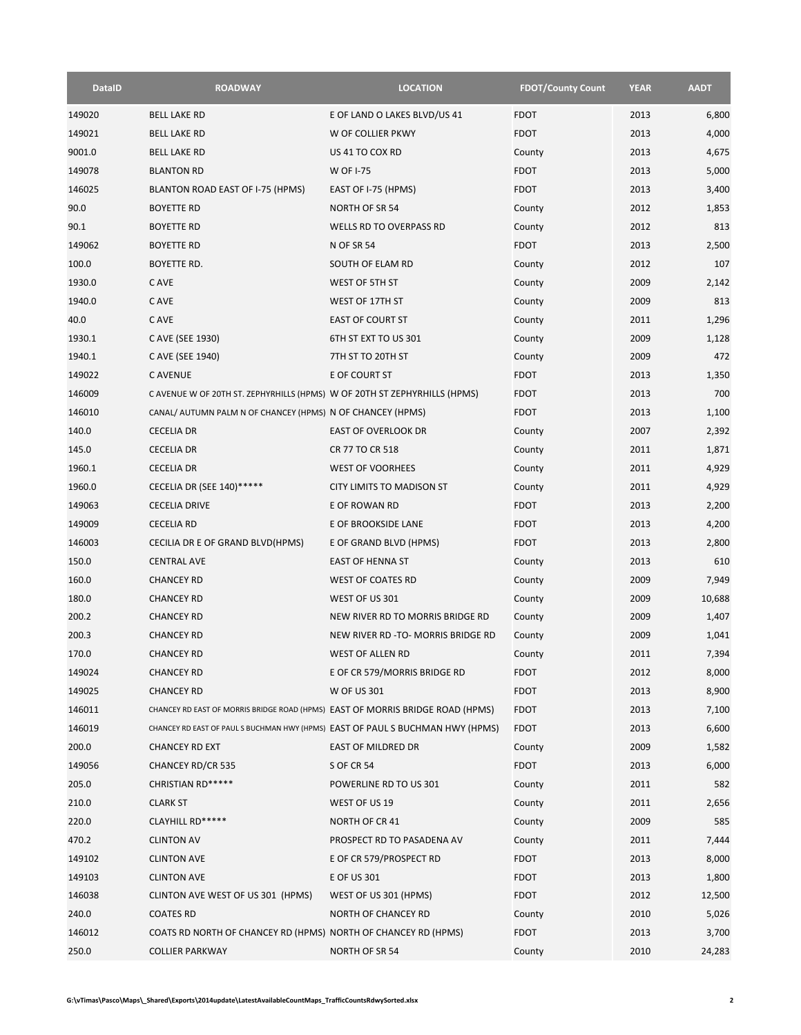| DataID | ROADWAY | LOCATION | FDOT/County Count | YEAR | AADT |
|---|---|---|---|---|---|
| 149020 | BELL LAKE RD | E OF LAND O LAKES BLVD/US 41 | FDOT | 2013 | 6,800 |
| 149021 | BELL LAKE RD | W OF COLLIER PKWY | FDOT | 2013 | 4,000 |
| 9001.0 | BELL LAKE RD | US 41 TO COX RD | County | 2013 | 4,675 |
| 149078 | BLANTON RD | W OF I-75 | FDOT | 2013 | 5,000 |
| 146025 | BLANTON ROAD EAST OF I-75 (HPMS) | EAST OF I-75 (HPMS) | FDOT | 2013 | 3,400 |
| 90.0 | BOYETTE RD | NORTH OF SR 54 | County | 2012 | 1,853 |
| 90.1 | BOYETTE RD | WELLS RD TO OVERPASS RD | County | 2012 | 813 |
| 149062 | BOYETTE RD | N OF SR 54 | FDOT | 2013 | 2,500 |
| 100.0 | BOYETTE RD. | SOUTH OF ELAM RD | County | 2012 | 107 |
| 1930.0 | C AVE | WEST OF 5TH ST | County | 2009 | 2,142 |
| 1940.0 | C AVE | WEST OF 17TH ST | County | 2009 | 813 |
| 40.0 | C AVE | EAST OF COURT ST | County | 2011 | 1,296 |
| 1930.1 | C AVE (SEE 1930) | 6TH ST EXT TO US 301 | County | 2009 | 1,128 |
| 1940.1 | C AVE (SEE 1940) | 7TH ST TO 20TH ST | County | 2009 | 472 |
| 149022 | C AVENUE | E OF COURT ST | FDOT | 2013 | 1,350 |
| 146009 | C AVENUE W OF 20TH ST. ZEPHYRHILLS (HPMS) | W OF 20TH ST ZEPHYRHILLS (HPMS) | FDOT | 2013 | 700 |
| 146010 | CANAL/ AUTUMN PALM N OF CHANCEY (HPMS) | N OF CHANCEY (HPMS) | FDOT | 2013 | 1,100 |
| 140.0 | CECELIA DR | EAST OF OVERLOOK DR | County | 2007 | 2,392 |
| 145.0 | CECELIA DR | CR 77 TO CR 518 | County | 2011 | 1,871 |
| 1960.1 | CECELIA DR | WEST OF VOORHEES | County | 2011 | 4,929 |
| 1960.0 | CECELIA DR (SEE 140)***** | CITY LIMITS TO MADISON ST | County | 2011 | 4,929 |
| 149063 | CECELIA DRIVE | E OF ROWAN RD | FDOT | 2013 | 2,200 |
| 149009 | CECELIA RD | E OF BROOKSIDE LANE | FDOT | 2013 | 4,200 |
| 146003 | CECILIA DR E OF GRAND BLVD(HPMS) | E OF GRAND BLVD (HPMS) | FDOT | 2013 | 2,800 |
| 150.0 | CENTRAL AVE | EAST OF HENNA ST | County | 2013 | 610 |
| 160.0 | CHANCEY RD | WEST OF COATES RD | County | 2009 | 7,949 |
| 180.0 | CHANCEY RD | WEST OF US 301 | County | 2009 | 10,688 |
| 200.2 | CHANCEY RD | NEW RIVER RD TO MORRIS BRIDGE RD | County | 2009 | 1,407 |
| 200.3 | CHANCEY RD | NEW RIVER RD -TO- MORRIS BRIDGE RD | County | 2009 | 1,041 |
| 170.0 | CHANCEY RD | WEST OF ALLEN RD | County | 2011 | 7,394 |
| 149024 | CHANCEY RD | E OF CR 579/MORRIS BRIDGE RD | FDOT | 2012 | 8,000 |
| 149025 | CHANCEY RD | W OF US 301 | FDOT | 2013 | 8,900 |
| 146011 | CHANCEY RD EAST OF MORRIS BRIDGE ROAD (HPMS) | EAST OF MORRIS BRIDGE ROAD (HPMS) | FDOT | 2013 | 7,100 |
| 146019 | CHANCEY RD EAST OF PAUL S BUCHMAN HWY (HPMS) | EAST OF PAUL S BUCHMAN HWY (HPMS) | FDOT | 2013 | 6,600 |
| 200.0 | CHANCEY RD EXT | EAST OF MILDRED DR | County | 2009 | 1,582 |
| 149056 | CHANCEY RD/CR 535 | S OF CR 54 | FDOT | 2013 | 6,000 |
| 205.0 | CHRISTIAN RD***** | POWERLINE RD TO US 301 | County | 2011 | 582 |
| 210.0 | CLARK ST | WEST OF US 19 | County | 2011 | 2,656 |
| 220.0 | CLAYHILL RD***** | NORTH OF CR 41 | County | 2009 | 585 |
| 470.2 | CLINTON AV | PROSPECT RD TO PASADENA AV | County | 2011 | 7,444 |
| 149102 | CLINTON AVE | E OF CR 579/PROSPECT RD | FDOT | 2013 | 8,000 |
| 149103 | CLINTON AVE | E OF US 301 | FDOT | 2013 | 1,800 |
| 146038 | CLINTON AVE WEST OF US 301 (HPMS) | WEST OF US 301 (HPMS) | FDOT | 2012 | 12,500 |
| 240.0 | COATES RD | NORTH OF CHANCEY RD | County | 2010 | 5,026 |
| 146012 | COATS RD NORTH OF CHANCEY RD (HPMS) | NORTH OF CHANCEY RD (HPMS) | FDOT | 2013 | 3,700 |
| 250.0 | COLLIER PARKWAY | NORTH OF SR 54 | County | 2010 | 24,283 |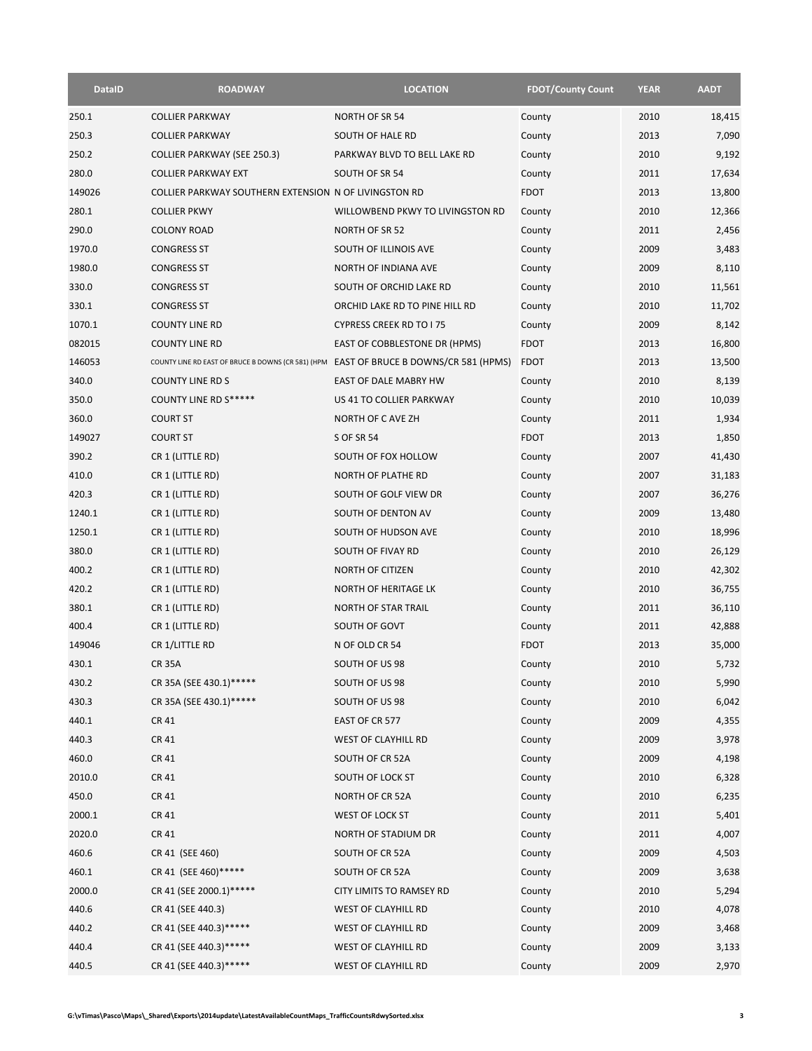| DataID | ROADWAY | LOCATION | FDOT/County Count | YEAR | AADT |
|---|---|---|---|---|---|
| 250.1 | COLLIER PARKWAY | NORTH OF SR 54 | County | 2010 | 18,415 |
| 250.3 | COLLIER PARKWAY | SOUTH OF HALE RD | County | 2013 | 7,090 |
| 250.2 | COLLIER PARKWAY (SEE 250.3) | PARKWAY BLVD TO BELL LAKE RD | County | 2010 | 9,192 |
| 280.0 | COLLIER PARKWAY EXT | SOUTH OF SR 54 | County | 2011 | 17,634 |
| 149026 | COLLIER PARKWAY SOUTHERN EXTENSION | N OF LIVINGSTON RD | FDOT | 2013 | 13,800 |
| 280.1 | COLLIER PKWY | WILLOWBEND PKWY TO LIVINGSTON RD | County | 2010 | 12,366 |
| 290.0 | COLONY ROAD | NORTH OF SR 52 | County | 2011 | 2,456 |
| 1970.0 | CONGRESS ST | SOUTH OF ILLINOIS AVE | County | 2009 | 3,483 |
| 1980.0 | CONGRESS ST | NORTH OF INDIANA AVE | County | 2009 | 8,110 |
| 330.0 | CONGRESS ST | SOUTH OF ORCHID LAKE RD | County | 2010 | 11,561 |
| 330.1 | CONGRESS ST | ORCHID LAKE RD TO PINE HILL RD | County | 2010 | 11,702 |
| 1070.1 | COUNTY LINE RD | CYPRESS CREEK RD TO I 75 | County | 2009 | 8,142 |
| 082015 | COUNTY LINE RD | EAST OF COBBLESTONE DR (HPMS) | FDOT | 2013 | 16,800 |
| 146053 | COUNTY LINE RD EAST OF BRUCE B DOWNS (CR 581) (HPM | EAST OF BRUCE B DOWNS/CR 581 (HPMS) | FDOT | 2013 | 13,500 |
| 340.0 | COUNTY LINE RD S | EAST OF DALE MABRY HW | County | 2010 | 8,139 |
| 350.0 | COUNTY LINE RD S***** | US 41 TO COLLIER PARKWAY | County | 2010 | 10,039 |
| 360.0 | COURT ST | NORTH OF C AVE ZH | County | 2011 | 1,934 |
| 149027 | COURT ST | S OF SR 54 | FDOT | 2013 | 1,850 |
| 390.2 | CR 1 (LITTLE RD) | SOUTH OF FOX HOLLOW | County | 2007 | 41,430 |
| 410.0 | CR 1 (LITTLE RD) | NORTH OF PLATHE RD | County | 2007 | 31,183 |
| 420.3 | CR 1 (LITTLE RD) | SOUTH OF GOLF VIEW DR | County | 2007 | 36,276 |
| 1240.1 | CR 1 (LITTLE RD) | SOUTH OF DENTON AV | County | 2009 | 13,480 |
| 1250.1 | CR 1 (LITTLE RD) | SOUTH OF HUDSON AVE | County | 2010 | 18,996 |
| 380.0 | CR 1 (LITTLE RD) | SOUTH OF FIVAY RD | County | 2010 | 26,129 |
| 400.2 | CR 1 (LITTLE RD) | NORTH OF CITIZEN | County | 2010 | 42,302 |
| 420.2 | CR 1 (LITTLE RD) | NORTH OF HERITAGE LK | County | 2010 | 36,755 |
| 380.1 | CR 1 (LITTLE RD) | NORTH OF STAR TRAIL | County | 2011 | 36,110 |
| 400.4 | CR 1 (LITTLE RD) | SOUTH OF GOVT | County | 2011 | 42,888 |
| 149046 | CR 1/LITTLE RD | N OF OLD CR 54 | FDOT | 2013 | 35,000 |
| 430.1 | CR 35A | SOUTH OF US 98 | County | 2010 | 5,732 |
| 430.2 | CR 35A (SEE 430.1)***** | SOUTH OF US 98 | County | 2010 | 5,990 |
| 430.3 | CR 35A (SEE 430.1)***** | SOUTH OF US 98 | County | 2010 | 6,042 |
| 440.1 | CR 41 | EAST OF CR 577 | County | 2009 | 4,355 |
| 440.3 | CR 41 | WEST OF CLAYHILL RD | County | 2009 | 3,978 |
| 460.0 | CR 41 | SOUTH OF CR 52A | County | 2009 | 4,198 |
| 2010.0 | CR 41 | SOUTH OF LOCK ST | County | 2010 | 6,328 |
| 450.0 | CR 41 | NORTH OF CR 52A | County | 2010 | 6,235 |
| 2000.1 | CR 41 | WEST OF LOCK ST | County | 2011 | 5,401 |
| 2020.0 | CR 41 | NORTH OF STADIUM DR | County | 2011 | 4,007 |
| 460.6 | CR 41 (SEE 460) | SOUTH OF CR 52A | County | 2009 | 4,503 |
| 460.1 | CR 41 (SEE 460)***** | SOUTH OF CR 52A | County | 2009 | 3,638 |
| 2000.0 | CR 41 (SEE 2000.1)***** | CITY LIMITS TO RAMSEY RD | County | 2010 | 5,294 |
| 440.6 | CR 41 (SEE 440.3) | WEST OF CLAYHILL RD | County | 2010 | 4,078 |
| 440.2 | CR 41 (SEE 440.3)***** | WEST OF CLAYHILL RD | County | 2009 | 3,468 |
| 440.4 | CR 41 (SEE 440.3)***** | WEST OF CLAYHILL RD | County | 2009 | 3,133 |
| 440.5 | CR 41 (SEE 440.3)***** | WEST OF CLAYHILL RD | County | 2009 | 2,970 |

G:\vTimas\Pasco\Maps\_Shared\Exports\2014update\LatestAvailableCountMaps_TrafficCountsRdwySorted.xlsx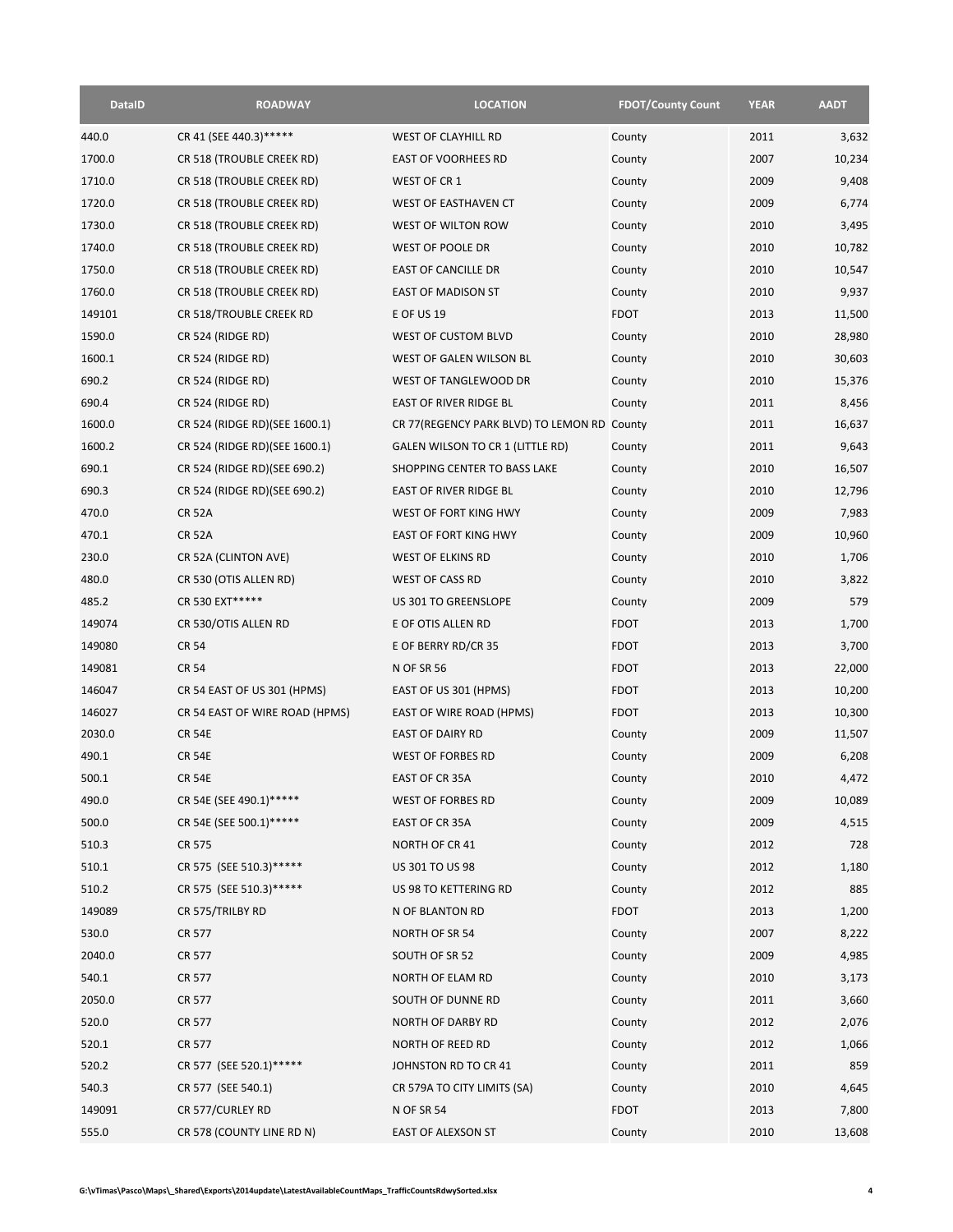| DataID | ROADWAY | LOCATION | FDOT/County Count | YEAR | AADT |
|---|---|---|---|---|---|
| 440.0 | CR 41 (SEE 440.3)***** | WEST OF CLAYHILL RD | County | 2011 | 3,632 |
| 1700.0 | CR 518 (TROUBLE CREEK RD) | EAST OF VOORHEES RD | County | 2007 | 10,234 |
| 1710.0 | CR 518 (TROUBLE CREEK RD) | WEST OF CR 1 | County | 2009 | 9,408 |
| 1720.0 | CR 518 (TROUBLE CREEK RD) | WEST OF EASTHAVEN CT | County | 2009 | 6,774 |
| 1730.0 | CR 518 (TROUBLE CREEK RD) | WEST OF WILTON ROW | County | 2010 | 3,495 |
| 1740.0 | CR 518 (TROUBLE CREEK RD) | WEST OF POOLE DR | County | 2010 | 10,782 |
| 1750.0 | CR 518 (TROUBLE CREEK RD) | EAST OF CANCILLE DR | County | 2010 | 10,547 |
| 1760.0 | CR 518 (TROUBLE CREEK RD) | EAST OF MADISON ST | County | 2010 | 9,937 |
| 149101 | CR 518/TROUBLE CREEK RD | E OF US 19 | FDOT | 2013 | 11,500 |
| 1590.0 | CR 524 (RIDGE RD) | WEST OF CUSTOM BLVD | County | 2010 | 28,980 |
| 1600.1 | CR 524 (RIDGE RD) | WEST OF GALEN WILSON BL | County | 2010 | 30,603 |
| 690.2 | CR 524 (RIDGE RD) | WEST OF TANGLEWOOD DR | County | 2010 | 15,376 |
| 690.4 | CR 524 (RIDGE RD) | EAST OF RIVER RIDGE BL | County | 2011 | 8,456 |
| 1600.0 | CR 524 (RIDGE RD)(SEE 1600.1) | CR 77(REGENCY PARK BLVD) TO LEMON RD | County | 2011 | 16,637 |
| 1600.2 | CR 524 (RIDGE RD)(SEE 1600.1) | GALEN WILSON TO CR 1 (LITTLE RD) | County | 2011 | 9,643 |
| 690.1 | CR 524 (RIDGE RD)(SEE 690.2) | SHOPPING CENTER TO BASS LAKE | County | 2010 | 16,507 |
| 690.3 | CR 524 (RIDGE RD)(SEE 690.2) | EAST OF RIVER RIDGE BL | County | 2010 | 12,796 |
| 470.0 | CR 52A | WEST OF FORT KING HWY | County | 2009 | 7,983 |
| 470.1 | CR 52A | EAST OF FORT KING HWY | County | 2009 | 10,960 |
| 230.0 | CR 52A (CLINTON AVE) | WEST OF ELKINS RD | County | 2010 | 1,706 |
| 480.0 | CR 530 (OTIS ALLEN RD) | WEST OF CASS RD | County | 2010 | 3,822 |
| 485.2 | CR 530 EXT***** | US 301 TO GREENSLOPE | County | 2009 | 579 |
| 149074 | CR 530/OTIS ALLEN RD | E OF OTIS ALLEN RD | FDOT | 2013 | 1,700 |
| 149080 | CR 54 | E OF BERRY RD/CR 35 | FDOT | 2013 | 3,700 |
| 149081 | CR 54 | N OF SR 56 | FDOT | 2013 | 22,000 |
| 146047 | CR 54 EAST OF US 301 (HPMS) | EAST OF US 301 (HPMS) | FDOT | 2013 | 10,200 |
| 146027 | CR 54 EAST OF WIRE ROAD (HPMS) | EAST OF WIRE ROAD (HPMS) | FDOT | 2013 | 10,300 |
| 2030.0 | CR 54E | EAST OF DAIRY RD | County | 2009 | 11,507 |
| 490.1 | CR 54E | WEST OF FORBES RD | County | 2009 | 6,208 |
| 500.1 | CR 54E | EAST OF CR 35A | County | 2010 | 4,472 |
| 490.0 | CR 54E (SEE 490.1)***** | WEST OF FORBES RD | County | 2009 | 10,089 |
| 500.0 | CR 54E (SEE 500.1)***** | EAST OF CR 35A | County | 2009 | 4,515 |
| 510.3 | CR 575 | NORTH OF CR 41 | County | 2012 | 728 |
| 510.1 | CR 575 (SEE 510.3)***** | US 301 TO US 98 | County | 2012 | 1,180 |
| 510.2 | CR 575 (SEE 510.3)***** | US 98 TO KETTERING RD | County | 2012 | 885 |
| 149089 | CR 575/TRILBY RD | N OF BLANTON RD | FDOT | 2013 | 1,200 |
| 530.0 | CR 577 | NORTH OF SR 54 | County | 2007 | 8,222 |
| 2040.0 | CR 577 | SOUTH OF SR 52 | County | 2009 | 4,985 |
| 540.1 | CR 577 | NORTH OF ELAM RD | County | 2010 | 3,173 |
| 2050.0 | CR 577 | SOUTH OF DUNNE RD | County | 2011 | 3,660 |
| 520.0 | CR 577 | NORTH OF DARBY RD | County | 2012 | 2,076 |
| 520.1 | CR 577 | NORTH OF REED RD | County | 2012 | 1,066 |
| 520.2 | CR 577 (SEE 520.1)***** | JOHNSTON RD TO CR 41 | County | 2011 | 859 |
| 540.3 | CR 577 (SEE 540.1) | CR 579A TO CITY LIMITS (SA) | County | 2010 | 4,645 |
| 149091 | CR 577/CURLEY RD | N OF SR 54 | FDOT | 2013 | 7,800 |
| 555.0 | CR 578 (COUNTY LINE RD N) | EAST OF ALEXSON ST | County | 2010 | 13,608 |

G:\vTimas\Pasco\Maps\_Shared\Exports\2014update\LatestAvailableCountMaps_TrafficCountsRdwySorted.xlsx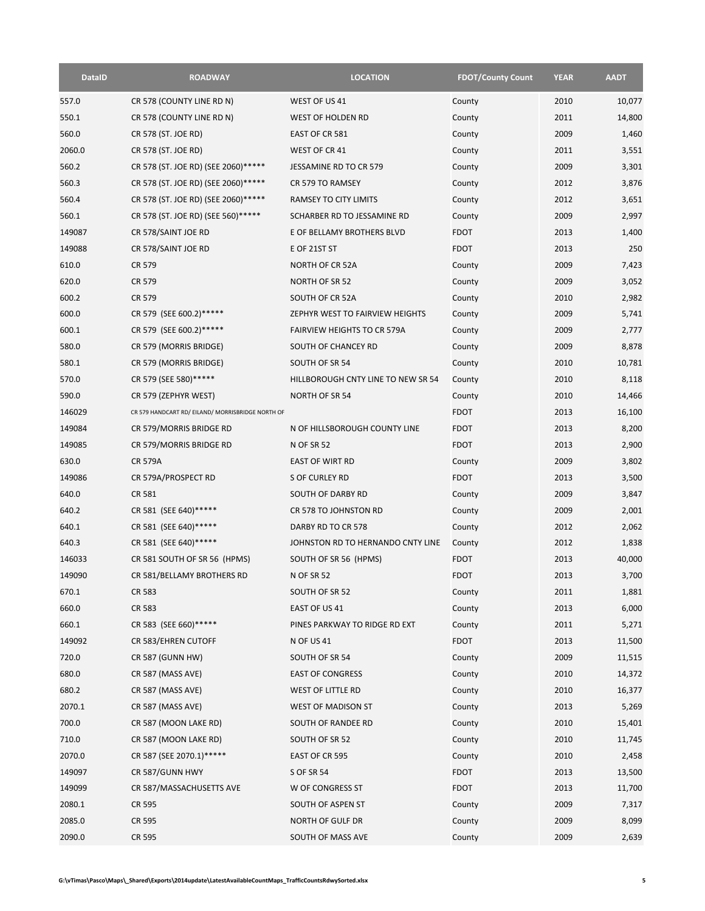| DataID | ROADWAY | LOCATION | FDOT/County Count | YEAR | AADT |
|---|---|---|---|---|---|
| 557.0 | CR 578 (COUNTY LINE RD N) | WEST OF US 41 | County | 2010 | 10,077 |
| 550.1 | CR 578 (COUNTY LINE RD N) | WEST OF HOLDEN RD | County | 2011 | 14,800 |
| 560.0 | CR 578 (ST. JOE RD) | EAST OF CR 581 | County | 2009 | 1,460 |
| 2060.0 | CR 578 (ST. JOE RD) | WEST OF CR 41 | County | 2011 | 3,551 |
| 560.2 | CR 578 (ST. JOE RD) (SEE 2060)***** | JESSAMINE RD TO CR 579 | County | 2009 | 3,301 |
| 560.3 | CR 578 (ST. JOE RD) (SEE 2060)***** | CR 579 TO RAMSEY | County | 2012 | 3,876 |
| 560.4 | CR 578 (ST. JOE RD) (SEE 2060)***** | RAMSEY TO CITY LIMITS | County | 2012 | 3,651 |
| 560.1 | CR 578 (ST. JOE RD) (SEE 560)***** | SCHARBER RD TO JESSAMINE RD | County | 2009 | 2,997 |
| 149087 | CR 578/SAINT JOE RD | E OF BELLAMY BROTHERS BLVD | FDOT | 2013 | 1,400 |
| 149088 | CR 578/SAINT JOE RD | E OF 21ST ST | FDOT | 2013 | 250 |
| 610.0 | CR 579 | NORTH OF CR 52A | County | 2009 | 7,423 |
| 620.0 | CR 579 | NORTH OF SR 52 | County | 2009 | 3,052 |
| 600.2 | CR 579 | SOUTH OF CR 52A | County | 2010 | 2,982 |
| 600.0 | CR 579 (SEE 600.2)***** | ZEPHYR WEST TO FAIRVIEW HEIGHTS | County | 2009 | 5,741 |
| 600.1 | CR 579 (SEE 600.2)***** | FAIRVIEW HEIGHTS TO CR 579A | County | 2009 | 2,777 |
| 580.0 | CR 579 (MORRIS BRIDGE) | SOUTH OF CHANCEY RD | County | 2009 | 8,878 |
| 580.1 | CR 579 (MORRIS BRIDGE) | SOUTH OF SR 54 | County | 2010 | 10,781 |
| 570.0 | CR 579 (SEE 580)***** | HILLBOROUGH CNTY LINE TO NEW SR 54 | County | 2010 | 8,118 |
| 590.0 | CR 579 (ZEPHYR WEST) | NORTH OF SR 54 | County | 2010 | 14,466 |
| 146029 | CR 579 HANDCART RD/ EILAND/ MORRISBRIDGE NORTH OF | | FDOT | 2013 | 16,100 |
| 149084 | CR 579/MORRIS BRIDGE RD | N OF HILLSBOROUGH COUNTY LINE | FDOT | 2013 | 8,200 |
| 149085 | CR 579/MORRIS BRIDGE RD | N OF SR 52 | FDOT | 2013 | 2,900 |
| 630.0 | CR 579A | EAST OF WIRT RD | County | 2009 | 3,802 |
| 149086 | CR 579A/PROSPECT RD | S OF CURLEY RD | FDOT | 2013 | 3,500 |
| 640.0 | CR 581 | SOUTH OF DARBY RD | County | 2009 | 3,847 |
| 640.2 | CR 581 (SEE 640)***** | CR 578 TO JOHNSTON RD | County | 2009 | 2,001 |
| 640.1 | CR 581 (SEE 640)***** | DARBY RD TO CR 578 | County | 2012 | 2,062 |
| 640.3 | CR 581 (SEE 640)***** | JOHNSTON RD TO HERNANDO CNTY LINE | County | 2012 | 1,838 |
| 146033 | CR 581 SOUTH OF SR 56 (HPMS) | SOUTH OF SR 56 (HPMS) | FDOT | 2013 | 40,000 |
| 149090 | CR 581/BELLAMY BROTHERS RD | N OF SR 52 | FDOT | 2013 | 3,700 |
| 670.1 | CR 583 | SOUTH OF SR 52 | County | 2011 | 1,881 |
| 660.0 | CR 583 | EAST OF US 41 | County | 2013 | 6,000 |
| 660.1 | CR 583 (SEE 660)***** | PINES PARKWAY TO RIDGE RD EXT | County | 2011 | 5,271 |
| 149092 | CR 583/EHREN CUTOFF | N OF US 41 | FDOT | 2013 | 11,500 |
| 720.0 | CR 587 (GUNN HW) | SOUTH OF SR 54 | County | 2009 | 11,515 |
| 680.0 | CR 587 (MASS AVE) | EAST OF CONGRESS | County | 2010 | 14,372 |
| 680.2 | CR 587 (MASS AVE) | WEST OF LITTLE RD | County | 2010 | 16,377 |
| 2070.1 | CR 587 (MASS AVE) | WEST OF MADISON ST | County | 2013 | 5,269 |
| 700.0 | CR 587 (MOON LAKE RD) | SOUTH OF RANDEE RD | County | 2010 | 15,401 |
| 710.0 | CR 587 (MOON LAKE RD) | SOUTH OF SR 52 | County | 2010 | 11,745 |
| 2070.0 | CR 587 (SEE 2070.1)***** | EAST OF CR 595 | County | 2010 | 2,458 |
| 149097 | CR 587/GUNN HWY | S OF SR 54 | FDOT | 2013 | 13,500 |
| 149099 | CR 587/MASSACHUSETTS AVE | W OF CONGRESS ST | FDOT | 2013 | 11,700 |
| 2080.1 | CR 595 | SOUTH OF ASPEN ST | County | 2009 | 7,317 |
| 2085.0 | CR 595 | NORTH OF GULF DR | County | 2009 | 8,099 |
| 2090.0 | CR 595 | SOUTH OF MASS AVE | County | 2009 | 2,639 |

G:\vTimas\Pasco\Maps\_Shared\Exports\2014update\LatestAvailableCountMaps_TrafficCountsRdwySorted.xlsx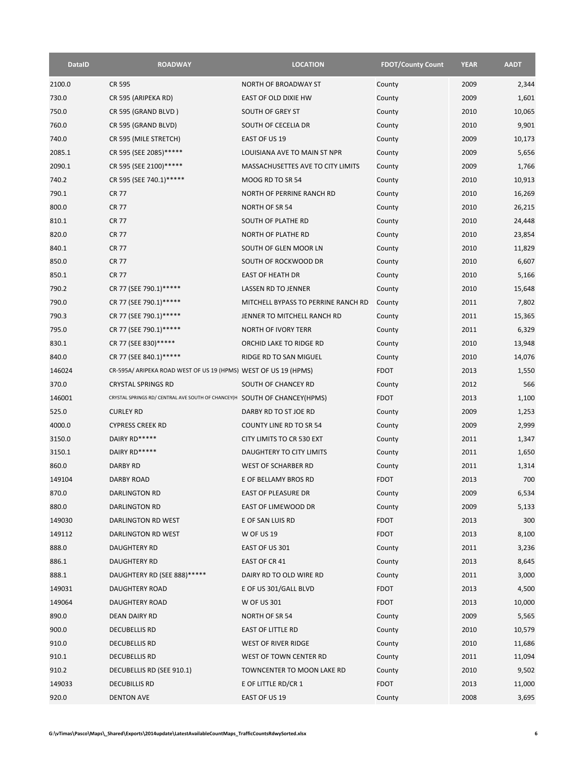| DataID | ROADWAY | LOCATION | FDOT/County Count | YEAR | AADT |
|---|---|---|---|---|---|
| 2100.0 | CR 595 | NORTH OF BROADWAY ST | County | 2009 | 2,344 |
| 730.0 | CR 595 (ARIPEKA RD) | EAST OF OLD DIXIE HW | County | 2009 | 1,601 |
| 750.0 | CR 595 (GRAND BLVD ) | SOUTH OF GREY ST | County | 2010 | 10,065 |
| 760.0 | CR 595 (GRAND BLVD) | SOUTH OF CECELIA DR | County | 2010 | 9,901 |
| 740.0 | CR 595 (MILE STRETCH) | EAST OF US 19 | County | 2009 | 10,173 |
| 2085.1 | CR 595 (SEE 2085)***** | LOUISIANA AVE TO MAIN ST NPR | County | 2009 | 5,656 |
| 2090.1 | CR 595 (SEE 2100)***** | MASSACHUSETTES AVE TO CITY LIMITS | County | 2009 | 1,766 |
| 740.2 | CR 595 (SEE 740.1)***** | MOOG RD TO SR 54 | County | 2010 | 10,913 |
| 790.1 | CR 77 | NORTH OF PERRINE RANCH RD | County | 2010 | 16,269 |
| 800.0 | CR 77 | NORTH OF SR 54 | County | 2010 | 26,215 |
| 810.1 | CR 77 | SOUTH OF PLATHE RD | County | 2010 | 24,448 |
| 820.0 | CR 77 | NORTH OF PLATHE RD | County | 2010 | 23,854 |
| 840.1 | CR 77 | SOUTH OF GLEN MOOR LN | County | 2010 | 11,829 |
| 850.0 | CR 77 | SOUTH OF ROCKWOOD DR | County | 2010 | 6,607 |
| 850.1 | CR 77 | EAST OF HEATH DR | County | 2010 | 5,166 |
| 790.2 | CR 77 (SEE 790.1)***** | LASSEN RD TO JENNER | County | 2010 | 15,648 |
| 790.0 | CR 77 (SEE 790.1)***** | MITCHELL BYPASS TO PERRINE RANCH RD | County | 2011 | 7,802 |
| 790.3 | CR 77 (SEE 790.1)***** | JENNER TO MITCHELL RANCH RD | County | 2011 | 15,365 |
| 795.0 | CR 77 (SEE 790.1)***** | NORTH OF IVORY TERR | County | 2011 | 6,329 |
| 830.1 | CR 77 (SEE 830)***** | ORCHID LAKE TO RIDGE RD | County | 2010 | 13,948 |
| 840.0 | CR 77 (SEE 840.1)***** | RIDGE RD TO SAN MIGUEL | County | 2010 | 14,076 |
| 146024 | CR-595A/ ARIPEKA ROAD WEST OF US 19 (HPMS) | WEST OF US 19 (HPMS) | FDOT | 2013 | 1,550 |
| 370.0 | CRYSTAL SPRINGS RD | SOUTH OF CHANCEY RD | County | 2012 | 566 |
| 146001 | CRYSTAL SPRINGS RD/ CENTRAL AVE SOUTH OF CHANCEY(H | SOUTH OF CHANCEY(HPMS) | FDOT | 2013 | 1,100 |
| 525.0 | CURLEY RD | DARBY RD TO ST JOE RD | County | 2009 | 1,253 |
| 4000.0 | CYPRESS CREEK RD | COUNTY LINE RD TO SR 54 | County | 2009 | 2,999 |
| 3150.0 | DAIRY RD***** | CITY LIMITS TO CR 530 EXT | County | 2011 | 1,347 |
| 3150.1 | DAIRY RD***** | DAUGHTERY TO CITY LIMITS | County | 2011 | 1,650 |
| 860.0 | DARBY RD | WEST OF SCHARBER RD | County | 2011 | 1,314 |
| 149104 | DARBY ROAD | E OF BELLAMY BROS RD | FDOT | 2013 | 700 |
| 870.0 | DARLINGTON RD | EAST OF PLEASURE DR | County | 2009 | 6,534 |
| 880.0 | DARLINGTON RD | EAST OF LIMEWOOD DR | County | 2009 | 5,133 |
| 149030 | DARLINGTON RD WEST | E OF SAN LUIS RD | FDOT | 2013 | 300 |
| 149112 | DARLINGTON RD WEST | W OF US 19 | FDOT | 2013 | 8,100 |
| 888.0 | DAUGHTERY RD | EAST OF US 301 | County | 2011 | 3,236 |
| 886.1 | DAUGHTERY RD | EAST OF CR 41 | County | 2013 | 8,645 |
| 888.1 | DAUGHTERY RD (SEE 888)***** | DAIRY RD TO OLD WIRE RD | County | 2011 | 3,000 |
| 149031 | DAUGHTERY ROAD | E OF US 301/GALL BLVD | FDOT | 2013 | 4,500 |
| 149064 | DAUGHTERY ROAD | W OF US 301 | FDOT | 2013 | 10,000 |
| 890.0 | DEAN DAIRY RD | NORTH OF SR 54 | County | 2009 | 5,565 |
| 900.0 | DECUBELLIS RD | EAST OF LITTLE RD | County | 2010 | 10,579 |
| 910.0 | DECUBELLIS RD | WEST OF RIVER RIDGE | County | 2010 | 11,686 |
| 910.1 | DECUBELLIS RD | WEST OF TOWN CENTER RD | County | 2011 | 11,094 |
| 910.2 | DECUBELLIS RD (SEE 910.1) | TOWNCENTER TO MOON LAKE RD | County | 2010 | 9,502 |
| 149033 | DECUBILLIS RD | E OF LITTLE RD/CR 1 | FDOT | 2013 | 11,000 |
| 920.0 | DENTON AVE | EAST OF US 19 | County | 2008 | 3,695 |

G:\vTimas\Pasco\Maps\_Shared\Exports\2014update\LatestAvailableCountMaps_TrafficCountsRdwySorted.xlsx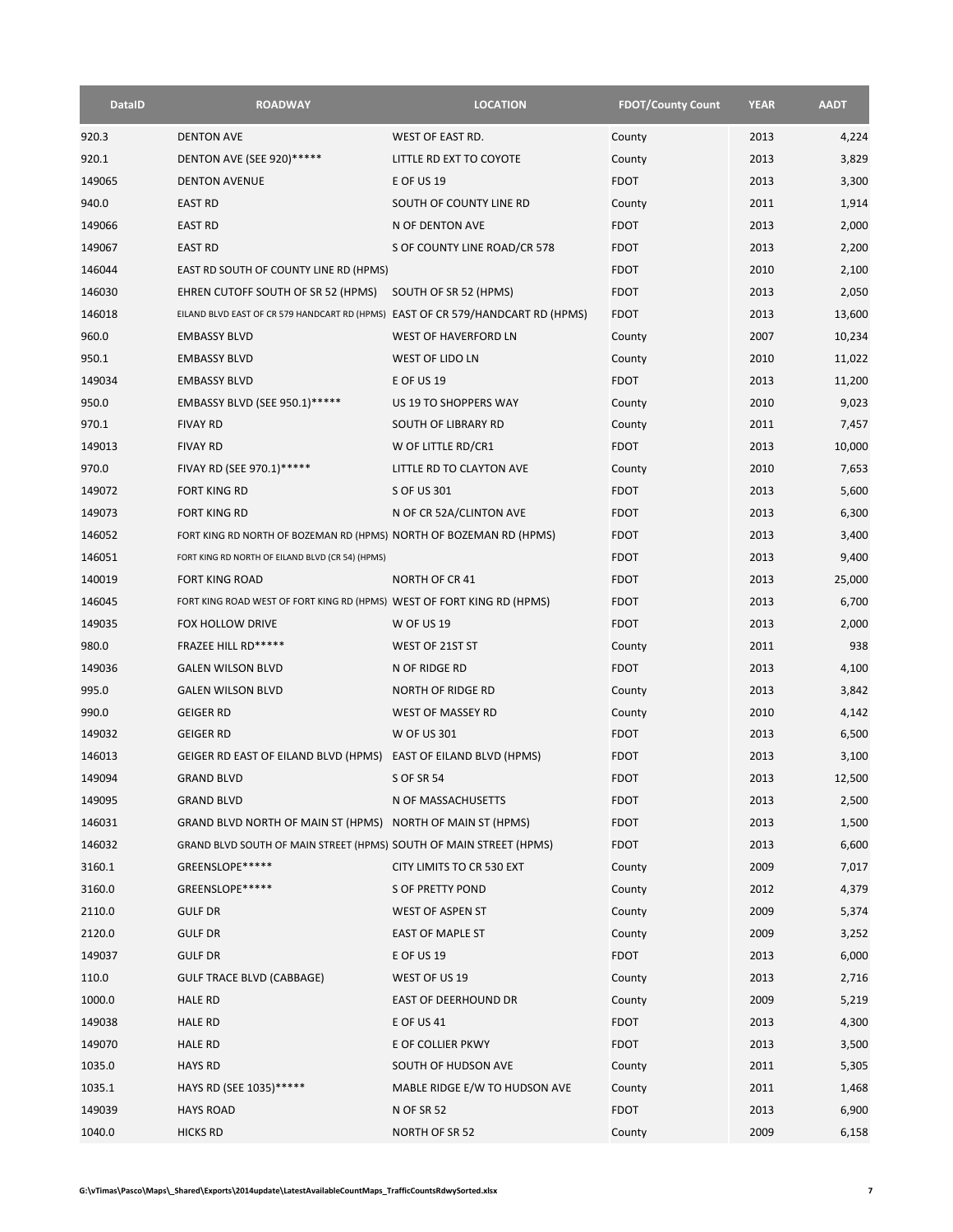| DataID | ROADWAY | LOCATION | FDOT/County Count | YEAR | AADT |
|---|---|---|---|---|---|
| 920.3 | DENTON AVE | WEST OF EAST RD. | County | 2013 | 4,224 |
| 920.1 | DENTON AVE (SEE 920)***** | LITTLE RD EXT TO COYOTE | County | 2013 | 3,829 |
| 149065 | DENTON AVENUE | E OF US 19 | FDOT | 2013 | 3,300 |
| 940.0 | EAST RD | SOUTH OF COUNTY LINE RD | County | 2011 | 1,914 |
| 149066 | EAST RD | N OF DENTON AVE | FDOT | 2013 | 2,000 |
| 149067 | EAST RD | S OF COUNTY LINE ROAD/CR 578 | FDOT | 2013 | 2,200 |
| 146044 | EAST RD SOUTH OF COUNTY LINE RD (HPMS) | | FDOT | 2010 | 2,100 |
| 146030 | EHREN CUTOFF SOUTH OF SR 52 (HPMS) | SOUTH OF SR 52 (HPMS) | FDOT | 2013 | 2,050 |
| 146018 | EILAND BLVD EAST OF CR 579 HANDCART RD (HPMS) | EAST OF CR 579/HANDCART RD (HPMS) | FDOT | 2013 | 13,600 |
| 960.0 | EMBASSY BLVD | WEST OF HAVERFORD LN | County | 2007 | 10,234 |
| 950.1 | EMBASSY BLVD | WEST OF LIDO LN | County | 2010 | 11,022 |
| 149034 | EMBASSY BLVD | E OF US 19 | FDOT | 2013 | 11,200 |
| 950.0 | EMBASSY BLVD (SEE 950.1)***** | US 19 TO SHOPPERS WAY | County | 2010 | 9,023 |
| 970.1 | FIVAY RD | SOUTH OF LIBRARY RD | County | 2011 | 7,457 |
| 149013 | FIVAY RD | W OF LITTLE RD/CR1 | FDOT | 2013 | 10,000 |
| 970.0 | FIVAY RD (SEE 970.1)***** | LITTLE RD TO CLAYTON AVE | County | 2010 | 7,653 |
| 149072 | FORT KING RD | S OF US 301 | FDOT | 2013 | 5,600 |
| 149073 | FORT KING RD | N OF CR 52A/CLINTON AVE | FDOT | 2013 | 6,300 |
| 146052 | FORT KING RD NORTH OF BOZEMAN RD (HPMS) | NORTH OF BOZEMAN RD (HPMS) | FDOT | 2013 | 3,400 |
| 146051 | FORT KING RD NORTH OF EILAND BLVD (CR 54) (HPMS) | | FDOT | 2013 | 9,400 |
| 140019 | FORT KING ROAD | NORTH OF CR 41 | FDOT | 2013 | 25,000 |
| 146045 | FORT KING ROAD WEST OF FORT KING RD (HPMS) | WEST OF FORT KING RD (HPMS) | FDOT | 2013 | 6,700 |
| 149035 | FOX HOLLOW DRIVE | W OF US 19 | FDOT | 2013 | 2,000 |
| 980.0 | FRAZEE HILL RD***** | WEST OF 21ST ST | County | 2011 | 938 |
| 149036 | GALEN WILSON BLVD | N OF RIDGE RD | FDOT | 2013 | 4,100 |
| 995.0 | GALEN WILSON BLVD | NORTH OF RIDGE RD | County | 2013 | 3,842 |
| 990.0 | GEIGER RD | WEST OF MASSEY RD | County | 2010 | 4,142 |
| 149032 | GEIGER RD | W OF US 301 | FDOT | 2013 | 6,500 |
| 146013 | GEIGER RD EAST OF EILAND BLVD (HPMS) | EAST OF EILAND BLVD (HPMS) | FDOT | 2013 | 3,100 |
| 149094 | GRAND BLVD | S OF SR 54 | FDOT | 2013 | 12,500 |
| 149095 | GRAND BLVD | N OF MASSACHUSETTS | FDOT | 2013 | 2,500 |
| 146031 | GRAND BLVD NORTH OF MAIN ST (HPMS) | NORTH OF MAIN ST (HPMS) | FDOT | 2013 | 1,500 |
| 146032 | GRAND BLVD SOUTH OF MAIN STREET (HPMS) | SOUTH OF MAIN STREET (HPMS) | FDOT | 2013 | 6,600 |
| 3160.1 | GREENSLOPE***** | CITY LIMITS TO CR 530 EXT | County | 2009 | 7,017 |
| 3160.0 | GREENSLOPE***** | S OF PRETTY POND | County | 2012 | 4,379 |
| 2110.0 | GULF DR | WEST OF ASPEN ST | County | 2009 | 5,374 |
| 2120.0 | GULF DR | EAST OF MAPLE ST | County | 2009 | 3,252 |
| 149037 | GULF DR | E OF US 19 | FDOT | 2013 | 6,000 |
| 110.0 | GULF TRACE BLVD (CABBAGE) | WEST OF US 19 | County | 2013 | 2,716 |
| 1000.0 | HALE RD | EAST OF DEERHOUND DR | County | 2009 | 5,219 |
| 149038 | HALE RD | E OF US 41 | FDOT | 2013 | 4,300 |
| 149070 | HALE RD | E OF COLLIER PKWY | FDOT | 2013 | 3,500 |
| 1035.0 | HAYS RD | SOUTH OF HUDSON AVE | County | 2011 | 5,305 |
| 1035.1 | HAYS RD (SEE 1035)***** | MABLE RIDGE E/W TO HUDSON AVE | County | 2011 | 1,468 |
| 149039 | HAYS ROAD | N OF SR 52 | FDOT | 2013 | 6,900 |
| 1040.0 | HICKS RD | NORTH OF SR 52 | County | 2009 | 6,158 |

G:\vTimas\Pasco\Maps\_Shared\Exports\2014update\LatestAvailableCountMaps_TrafficCountsRdwySorted.xlsx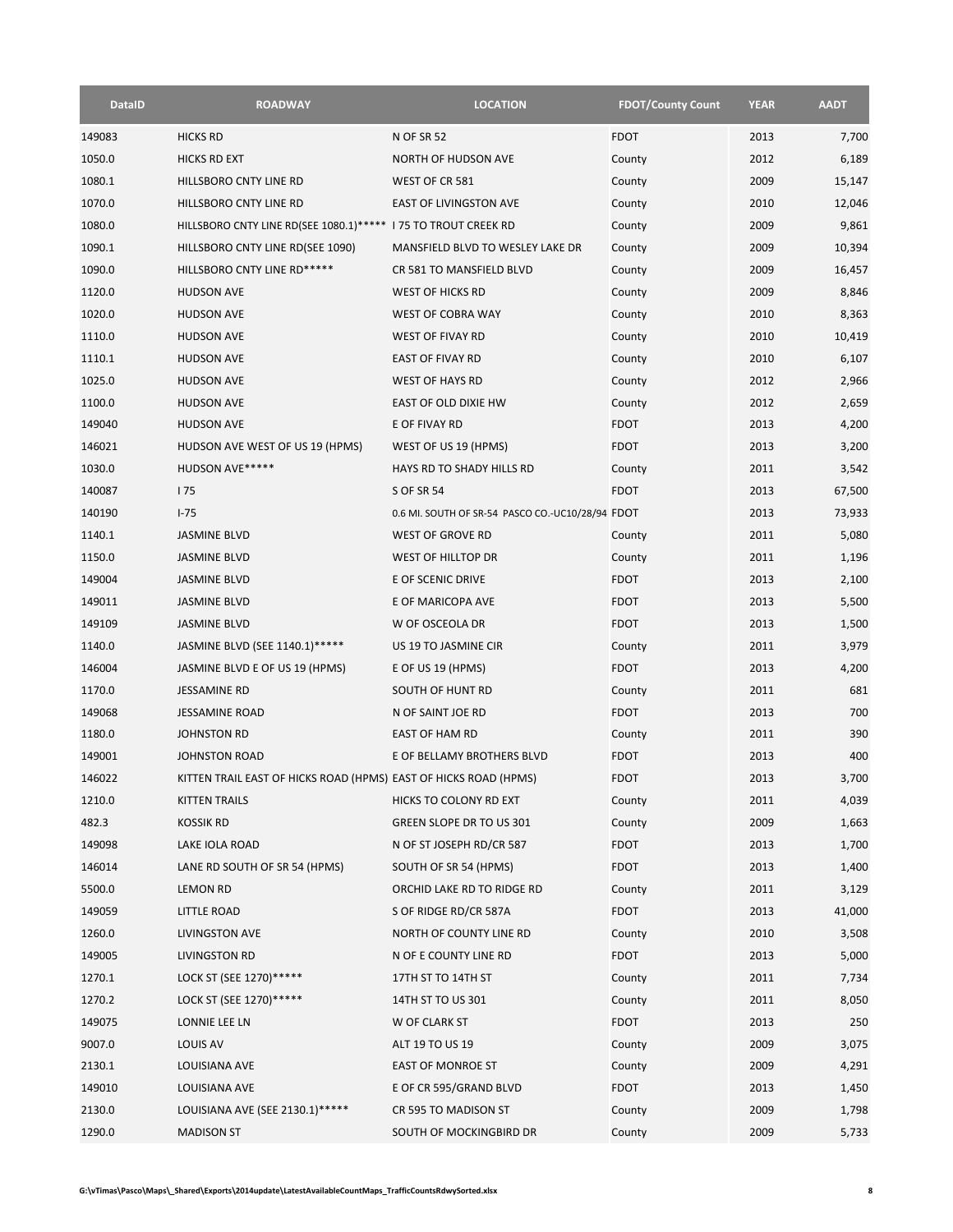| DataID | ROADWAY | LOCATION | FDOT/County Count | YEAR | AADT |
|---|---|---|---|---|---|
| 149083 | HICKS RD | N OF SR 52 | FDOT | 2013 | 7,700 |
| 1050.0 | HICKS RD EXT | NORTH OF HUDSON AVE | County | 2012 | 6,189 |
| 1080.1 | HILLSBORO CNTY LINE RD | WEST OF CR 581 | County | 2009 | 15,147 |
| 1070.0 | HILLSBORO CNTY LINE RD | EAST OF LIVINGSTON AVE | County | 2010 | 12,046 |
| 1080.0 | HILLSBORO CNTY LINE RD(SEE 1080.1)***** | I 75 TO TROUT CREEK RD | County | 2009 | 9,861 |
| 1090.1 | HILLSBORO CNTY LINE RD(SEE 1090) | MANSFIELD BLVD TO WESLEY LAKE DR | County | 2009 | 10,394 |
| 1090.0 | HILLSBORO CNTY LINE RD***** | CR 581 TO MANSFIELD BLVD | County | 2009 | 16,457 |
| 1120.0 | HUDSON AVE | WEST OF HICKS RD | County | 2009 | 8,846 |
| 1020.0 | HUDSON AVE | WEST OF COBRA WAY | County | 2010 | 8,363 |
| 1110.0 | HUDSON AVE | WEST OF FIVAY RD | County | 2010 | 10,419 |
| 1110.1 | HUDSON AVE | EAST OF FIVAY RD | County | 2010 | 6,107 |
| 1025.0 | HUDSON AVE | WEST OF HAYS RD | County | 2012 | 2,966 |
| 1100.0 | HUDSON AVE | EAST OF OLD DIXIE HW | County | 2012 | 2,659 |
| 149040 | HUDSON AVE | E OF FIVAY RD | FDOT | 2013 | 4,200 |
| 146021 | HUDSON AVE WEST OF US 19 (HPMS) | WEST OF US 19 (HPMS) | FDOT | 2013 | 3,200 |
| 1030.0 | HUDSON AVE***** | HAYS RD TO SHADY HILLS RD | County | 2011 | 3,542 |
| 140087 | I 75 | S OF SR 54 | FDOT | 2013 | 67,500 |
| 140190 | I-75 | 0.6 MI. SOUTH OF SR-54 PASCO CO.-UC10/28/94 | FDOT | 2013 | 73,933 |
| 1140.1 | JASMINE BLVD | WEST OF GROVE RD | County | 2011 | 5,080 |
| 1150.0 | JASMINE BLVD | WEST OF HILLTOP DR | County | 2011 | 1,196 |
| 149004 | JASMINE BLVD | E OF SCENIC DRIVE | FDOT | 2013 | 2,100 |
| 149011 | JASMINE BLVD | E OF MARICOPA AVE | FDOT | 2013 | 5,500 |
| 149109 | JASMINE BLVD | W OF OSCEOLA DR | FDOT | 2013 | 1,500 |
| 1140.0 | JASMINE BLVD (SEE 1140.1)***** | US 19 TO JASMINE CIR | County | 2011 | 3,979 |
| 146004 | JASMINE BLVD E OF US 19 (HPMS) | E OF US 19 (HPMS) | FDOT | 2013 | 4,200 |
| 1170.0 | JESSAMINE RD | SOUTH OF HUNT RD | County | 2011 | 681 |
| 149068 | JESSAMINE ROAD | N OF SAINT JOE RD | FDOT | 2013 | 700 |
| 1180.0 | JOHNSTON RD | EAST OF HAM RD | County | 2011 | 390 |
| 149001 | JOHNSTON ROAD | E OF BELLAMY BROTHERS BLVD | FDOT | 2013 | 400 |
| 146022 | KITTEN TRAIL EAST OF HICKS ROAD (HPMS) | EAST OF HICKS ROAD (HPMS) | FDOT | 2013 | 3,700 |
| 1210.0 | KITTEN TRAILS | HICKS TO COLONY RD EXT | County | 2011 | 4,039 |
| 482.3 | KOSSIK RD | GREEN SLOPE DR TO US 301 | County | 2009 | 1,663 |
| 149098 | LAKE IOLA ROAD | N OF ST JOSEPH RD/CR 587 | FDOT | 2013 | 1,700 |
| 146014 | LANE RD SOUTH OF SR 54 (HPMS) | SOUTH OF SR 54 (HPMS) | FDOT | 2013 | 1,400 |
| 5500.0 | LEMON RD | ORCHID LAKE RD TO RIDGE RD | County | 2011 | 3,129 |
| 149059 | LITTLE ROAD | S OF RIDGE RD/CR 587A | FDOT | 2013 | 41,000 |
| 1260.0 | LIVINGSTON AVE | NORTH OF COUNTY LINE RD | County | 2010 | 3,508 |
| 149005 | LIVINGSTON RD | N OF E COUNTY LINE RD | FDOT | 2013 | 5,000 |
| 1270.1 | LOCK ST (SEE 1270)***** | 17TH ST TO 14TH ST | County | 2011 | 7,734 |
| 1270.2 | LOCK ST (SEE 1270)***** | 14TH ST TO US 301 | County | 2011 | 8,050 |
| 149075 | LONNIE LEE LN | W OF CLARK ST | FDOT | 2013 | 250 |
| 9007.0 | LOUIS AV | ALT 19 TO US 19 | County | 2009 | 3,075 |
| 2130.1 | LOUISIANA AVE | EAST OF MONROE ST | County | 2009 | 4,291 |
| 149010 | LOUISIANA AVE | E OF CR 595/GRAND BLVD | FDOT | 2013 | 1,450 |
| 2130.0 | LOUISIANA AVE (SEE 2130.1)***** | CR 595 TO MADISON ST | County | 2009 | 1,798 |
| 1290.0 | MADISON ST | SOUTH OF MOCKINGBIRD DR | County | 2009 | 5,733 |

G:\vTimas\Pasco\Maps\_Shared\Exports\2014update\LatestAvailableCountMaps_TrafficCountsRdwySorted.xlsx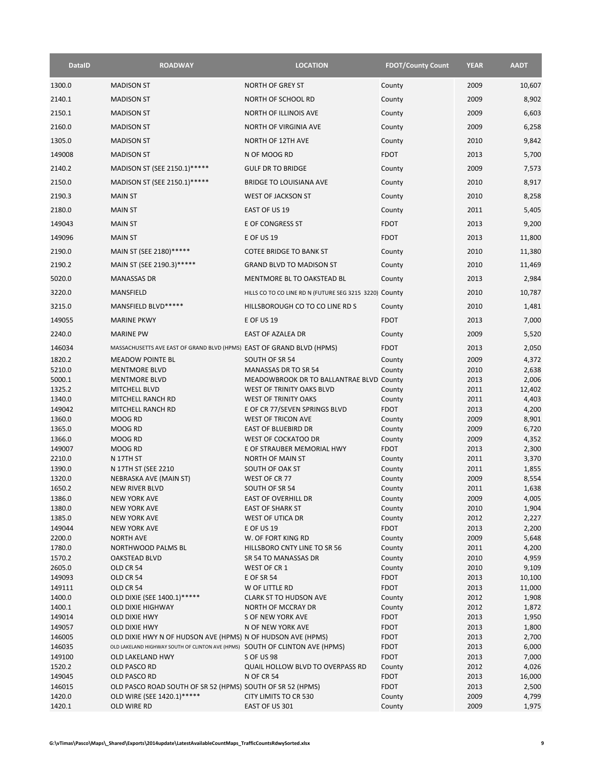| DataID | ROADWAY | LOCATION | FDOT/County Count | YEAR | AADT |
|---|---|---|---|---|---|
| 1300.0 | MADISON ST | NORTH OF GREY ST | County | 2009 | 10,607 |
| 2140.1 | MADISON ST | NORTH OF SCHOOL RD | County | 2009 | 8,902 |
| 2150.1 | MADISON ST | NORTH OF ILLINOIS AVE | County | 2009 | 6,603 |
| 2160.0 | MADISON ST | NORTH OF VIRGINIA AVE | County | 2009 | 6,258 |
| 1305.0 | MADISON ST | NORTH OF 12TH AVE | County | 2010 | 9,842 |
| 149008 | MADISON ST | N OF MOOG RD | FDOT | 2013 | 5,700 |
| 2140.2 | MADISON ST (SEE 2150.1)***** | GULF DR TO BRIDGE | County | 2009 | 7,573 |
| 2150.0 | MADISON ST (SEE 2150.1)***** | BRIDGE TO LOUISIANA AVE | County | 2010 | 8,917 |
| 2190.3 | MAIN ST | WEST OF JACKSON ST | County | 2010 | 8,258 |
| 2180.0 | MAIN ST | EAST OF US 19 | County | 2011 | 5,405 |
| 149043 | MAIN ST | E OF CONGRESS ST | FDOT | 2013 | 9,200 |
| 149096 | MAIN ST | E OF US 19 | FDOT | 2013 | 11,800 |
| 2190.0 | MAIN ST (SEE 2180)***** | COTEE BRIDGE TO BANK ST | County | 2010 | 11,380 |
| 2190.2 | MAIN ST (SEE 2190.3)***** | GRAND BLVD TO MADISON ST | County | 2010 | 11,469 |
| 5020.0 | MANASSAS DR | MENTMORE BL TO OAKSTEAD BL | County | 2013 | 2,984 |
| 3220.0 | MANSFIELD | HILLS CO TO CO LINE RD N (FUTURE SEG 3215 3220) | County | 2010 | 10,787 |
| 3215.0 | MANSFIELD BLVD***** | HILLSBOROUGH CO TO CO LINE RD S | County | 2010 | 1,481 |
| 149055 | MARINE PKWY | E OF US 19 | FDOT | 2013 | 7,000 |
| 2240.0 | MARINE PW | EAST OF AZALEA DR | County | 2009 | 5,520 |
| 146034 | MASSACHUSETTS AVE EAST OF GRAND BLVD (HPMS) | EAST OF GRAND BLVD (HPMS) | FDOT | 2013 | 2,050 |
| 1820.2 | MEADOW POINTE BL | SOUTH OF SR 54 | County | 2009 | 4,372 |
| 5210.0 | MENTMORE BLVD | MANASSAS DR TO SR 54 | County | 2010 | 2,638 |
| 5000.1 | MENTMORE BLVD | MEADOWBROOK DR TO BALLANTRAE BLVD | County | 2013 | 2,006 |
| 1325.2 | MITCHELL BLVD | WEST OF TRINITY OAKS BLVD | County | 2011 | 12,402 |
| 1340.0 | MITCHELL RANCH RD | WEST OF TRINITY OAKS | County | 2011 | 4,403 |
| 149042 | MITCHELL RANCH RD | E OF CR 77/SEVEN SPRINGS BLVD | FDOT | 2013 | 4,200 |
| 1360.0 | MOOG RD | WEST OF TRICON AVE | County | 2009 | 8,901 |
| 1365.0 | MOOG RD | EAST OF BLUEBIRD DR | County | 2009 | 6,720 |
| 1366.0 | MOOG RD | WEST OF COCKATOO DR | County | 2009 | 4,352 |
| 149007 | MOOG RD | E OF STRAUBER MEMORIAL HWY | FDOT | 2013 | 2,300 |
| 2210.0 | N 17TH ST | NORTH OF MAIN ST | County | 2011 | 3,370 |
| 1390.0 | N 17TH ST (SEE 2210 | SOUTH OF OAK ST | County | 2011 | 1,855 |
| 1320.0 | NEBRASKA AVE (MAIN ST) | WEST OF CR 77 | County | 2009 | 8,554 |
| 1650.2 | NEW RIVER BLVD | SOUTH OF SR 54 | County | 2011 | 1,638 |
| 1386.0 | NEW YORK AVE | EAST OF OVERHILL DR | County | 2009 | 4,005 |
| 1380.0 | NEW YORK AVE | EAST OF SHARK ST | County | 2010 | 1,904 |
| 1385.0 | NEW YORK AVE | WEST OF UTICA DR | County | 2012 | 2,227 |
| 149044 | NEW YORK AVE | E OF US 19 | FDOT | 2013 | 2,200 |
| 2200.0 | NORTH AVE | W. OF FORT KING RD | County | 2009 | 5,648 |
| 1780.0 | NORTHWOOD PALMS BL | HILLSBORO CNTY LINE TO SR 56 | County | 2011 | 4,200 |
| 1570.2 | OAKSTEAD BLVD | SR 54 TO MANASSAS DR | County | 2010 | 4,959 |
| 2605.0 | OLD CR 54 | WEST OF CR 1 | County | 2010 | 9,109 |
| 149093 | OLD CR 54 | E OF SR 54 | FDOT | 2013 | 10,100 |
| 149111 | OLD CR 54 | W OF LITTLE RD | FDOT | 2013 | 11,000 |
| 1400.0 | OLD DIXIE (SEE 1400.1)***** | CLARK ST TO HUDSON AVE | County | 2012 | 1,908 |
| 1400.1 | OLD DIXIE HIGHWAY | NORTH OF MCCRAY DR | County | 2012 | 1,872 |
| 149014 | OLD DIXIE HWY | S OF NEW YORK AVE | FDOT | 2013 | 1,950 |
| 149057 | OLD DIXIE HWY | N OF NEW YORK AVE | FDOT | 2013 | 1,800 |
| 146005 | OLD DIXIE HWY N OF HUDSON AVE (HPMS) | N OF HUDSON AVE (HPMS) | FDOT | 2013 | 2,700 |
| 146035 | OLD LAKELAND HIGHWAY SOUTH OF CLINTON AVE (HPMS) | SOUTH OF CLINTON AVE (HPMS) | FDOT | 2013 | 6,000 |
| 149100 | OLD LAKELAND HWY | S OF US 98 | FDOT | 2013 | 7,000 |
| 1520.2 | OLD PASCO RD | QUAIL HOLLOW BLVD TO OVERPASS RD | County | 2012 | 4,026 |
| 149045 | OLD PASCO RD | N OF CR 54 | FDOT | 2013 | 16,000 |
| 146015 | OLD PASCO ROAD SOUTH OF SR 52 (HPMS) | SOUTH OF SR 52 (HPMS) | FDOT | 2013 | 2,500 |
| 1420.0 | OLD WIRE (SEE 1420.1)***** | CITY LIMITS TO CR 530 | County | 2009 | 4,799 |
| 1420.1 | OLD WIRE RD | EAST OF US 301 | County | 2009 | 1,975 |

G:\vTimas\Pasco\Maps\_Shared\Exports\2014update\LatestAvailableCountMaps_TrafficCountsRdwySorted.xlsx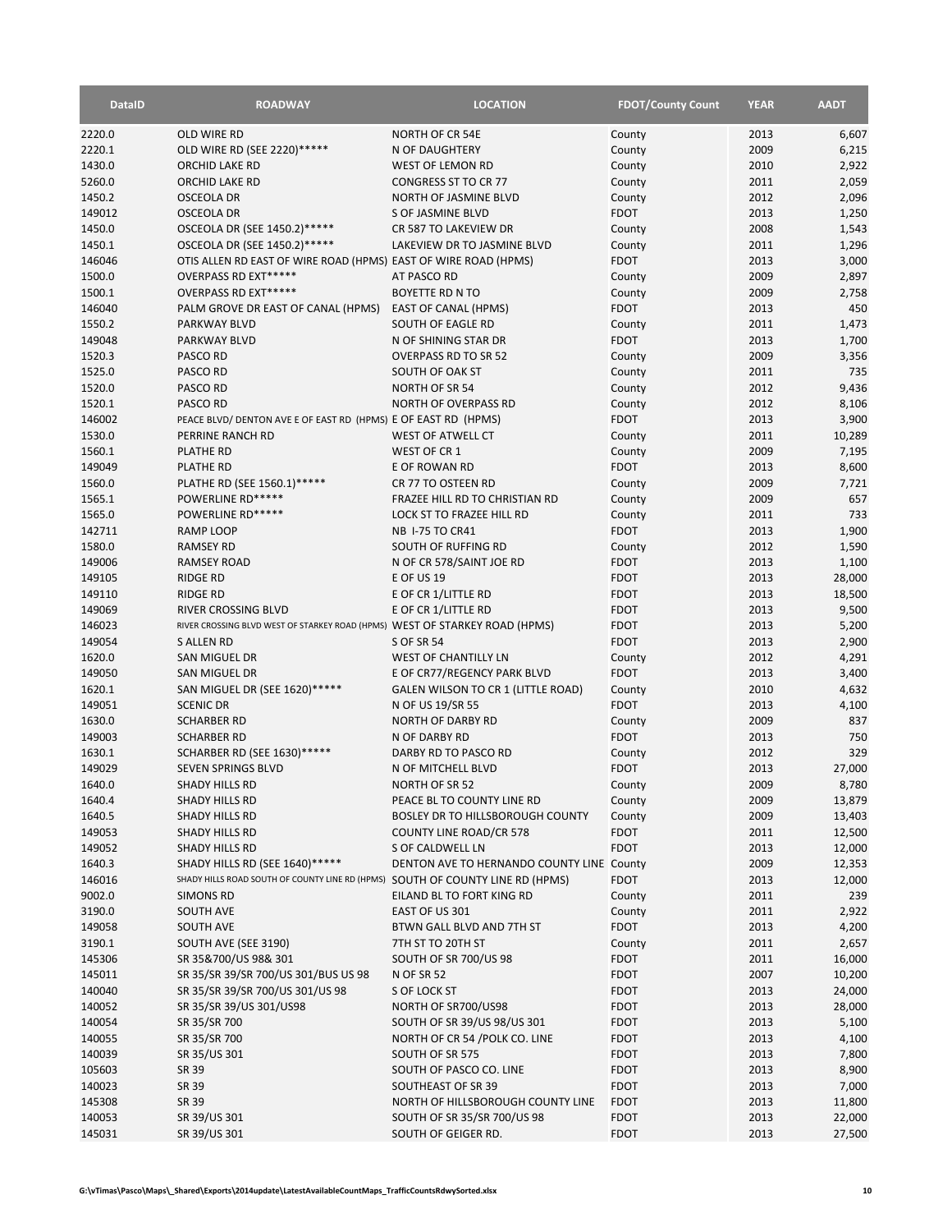| DataID | ROADWAY | LOCATION | FDOT/County Count | YEAR | AADT |
|---|---|---|---|---|---|
| 2220.0 | OLD WIRE RD | NORTH OF CR 54E | County | 2013 | 6,607 |
| 2220.1 | OLD WIRE RD (SEE 2220)***** | N OF DAUGHTERY | County | 2009 | 6,215 |
| 1430.0 | ORCHID LAKE RD | WEST OF LEMON RD | County | 2010 | 2,922 |
| 5260.0 | ORCHID LAKE RD | CONGRESS ST TO CR 77 | County | 2011 | 2,059 |
| 1450.2 | OSCEOLA DR | NORTH OF JASMINE BLVD | County | 2012 | 2,096 |
| 149012 | OSCEOLA DR | S OF JASMINE BLVD | FDOT | 2013 | 1,250 |
| 1450.0 | OSCEOLA DR (SEE 1450.2)***** | CR 587 TO LAKEVIEW DR | County | 2008 | 1,543 |
| 1450.1 | OSCEOLA DR (SEE 1450.2)***** | LAKEVIEW DR TO JASMINE BLVD | County | 2011 | 1,296 |
| 146046 | OTIS ALLEN RD EAST OF WIRE ROAD (HPMS) | EAST OF WIRE ROAD (HPMS) | FDOT | 2013 | 3,000 |
| 1500.0 | OVERPASS RD EXT***** | AT PASCO RD | County | 2009 | 2,897 |
| 1500.1 | OVERPASS RD EXT***** | BOYETTE RD N TO | County | 2009 | 2,758 |
| 146040 | PALM GROVE DR EAST OF CANAL (HPMS) | EAST OF CANAL (HPMS) | FDOT | 2013 | 450 |
| 1550.2 | PARKWAY BLVD | SOUTH OF EAGLE RD | County | 2011 | 1,473 |
| 149048 | PARKWAY BLVD | N OF SHINING STAR DR | FDOT | 2013 | 1,700 |
| 1520.3 | PASCO RD | OVERPASS RD TO SR 52 | County | 2009 | 3,356 |
| 1525.0 | PASCO RD | SOUTH OF OAK ST | County | 2011 | 735 |
| 1520.0 | PASCO RD | NORTH OF SR 54 | County | 2012 | 9,436 |
| 1520.1 | PASCO RD | NORTH OF OVERPASS RD | County | 2012 | 8,106 |
| 146002 | PEACE BLVD/ DENTON AVE E OF EAST RD (HPMS) | E OF EAST RD (HPMS) | FDOT | 2013 | 3,900 |
| 1530.0 | PERRINE RANCH RD | WEST OF ATWELL CT | County | 2011 | 10,289 |
| 1560.1 | PLATHE RD | WEST OF CR 1 | County | 2009 | 7,195 |
| 149049 | PLATHE RD | E OF ROWAN RD | FDOT | 2013 | 8,600 |
| 1560.0 | PLATHE RD (SEE 1560.1)***** | CR 77 TO OSTEEN RD | County | 2009 | 7,721 |
| 1565.1 | POWERLINE RD***** | FRAZEE HILL RD TO CHRISTIAN RD | County | 2009 | 657 |
| 1565.0 | POWERLINE RD***** | LOCK ST TO FRAZEE HILL RD | County | 2011 | 733 |
| 142711 | RAMP LOOP | NB I-75 TO CR41 | FDOT | 2013 | 1,900 |
| 1580.0 | RAMSEY RD | SOUTH OF RUFFING RD | County | 2012 | 1,590 |
| 149006 | RAMSEY ROAD | N OF CR 578/SAINT JOE RD | FDOT | 2013 | 1,100 |
| 149105 | RIDGE RD | E OF US 19 | FDOT | 2013 | 28,000 |
| 149110 | RIDGE RD | E OF CR 1/LITTLE RD | FDOT | 2013 | 18,500 |
| 149069 | RIVER CROSSING BLVD | E OF CR 1/LITTLE RD | FDOT | 2013 | 9,500 |
| 146023 | RIVER CROSSING BLVD WEST OF STARKEY ROAD (HPMS) | WEST OF STARKEY ROAD (HPMS) | FDOT | 2013 | 5,200 |
| 149054 | S ALLEN RD | S OF SR 54 | FDOT | 2013 | 2,900 |
| 1620.0 | SAN MIGUEL DR | WEST OF CHANTILLY LN | County | 2012 | 4,291 |
| 149050 | SAN MIGUEL DR | E OF CR77/REGENCY PARK BLVD | FDOT | 2013 | 3,400 |
| 1620.1 | SAN MIGUEL DR (SEE 1620)***** | GALEN WILSON TO CR 1 (LITTLE ROAD) | County | 2010 | 4,632 |
| 149051 | SCENIC DR | N OF US 19/SR 55 | FDOT | 2013 | 4,100 |
| 1630.0 | SCHARBER RD | NORTH OF DARBY RD | County | 2009 | 837 |
| 149003 | SCHARBER RD | N OF DARBY RD | FDOT | 2013 | 750 |
| 1630.1 | SCHARBER RD (SEE 1630)***** | DARBY RD TO PASCO RD | County | 2012 | 329 |
| 149029 | SEVEN SPRINGS BLVD | N OF MITCHELL BLVD | FDOT | 2013 | 27,000 |
| 1640.0 | SHADY HILLS RD | NORTH OF SR 52 | County | 2009 | 8,780 |
| 1640.4 | SHADY HILLS RD | PEACE BL TO COUNTY LINE RD | County | 2009 | 13,879 |
| 1640.5 | SHADY HILLS RD | BOSLEY DR TO HILLSBOROUGH COUNTY | County | 2009 | 13,403 |
| 149053 | SHADY HILLS RD | COUNTY LINE ROAD/CR 578 | FDOT | 2011 | 12,500 |
| 149052 | SHADY HILLS RD | S OF CALDWELL LN | FDOT | 2013 | 12,000 |
| 1640.3 | SHADY HILLS RD (SEE 1640)***** | DENTON AVE TO HERNANDO COUNTY LINE | County | 2009 | 12,353 |
| 146016 | SHADY HILLS ROAD SOUTH OF COUNTY LINE RD (HPMS) | SOUTH OF COUNTY LINE RD (HPMS) | FDOT | 2013 | 12,000 |
| 9002.0 | SIMONS RD | EILAND BL TO FORT KING RD | County | 2011 | 239 |
| 3190.0 | SOUTH AVE | EAST OF US 301 | County | 2011 | 2,922 |
| 149058 | SOUTH AVE | BTWN GALL BLVD AND 7TH ST | FDOT | 2013 | 4,200 |
| 3190.1 | SOUTH AVE (SEE 3190) | 7TH ST TO 20TH ST | County | 2011 | 2,657 |
| 145306 | SR 35&700/US 98& 301 | SOUTH OF SR 700/US 98 | FDOT | 2011 | 16,000 |
| 145011 | SR 35/SR 39/SR 700/US 301/BUS US 98 | N OF SR 52 | FDOT | 2007 | 10,200 |
| 140040 | SR 35/SR 39/SR 700/US 301/US 98 | S OF LOCK ST | FDOT | 2013 | 24,000 |
| 140052 | SR 35/SR 39/US 301/US98 | NORTH OF SR700/US98 | FDOT | 2013 | 28,000 |
| 140054 | SR 35/SR 700 | SOUTH OF SR 39/US 98/US 301 | FDOT | 2013 | 5,100 |
| 140055 | SR 35/SR 700 | NORTH OF CR 54 /POLK CO. LINE | FDOT | 2013 | 4,100 |
| 140039 | SR 35/US 301 | SOUTH OF SR 575 | FDOT | 2013 | 7,800 |
| 105603 | SR 39 | SOUTH OF PASCO CO. LINE | FDOT | 2013 | 8,900 |
| 140023 | SR 39 | SOUTHEAST OF SR 39 | FDOT | 2013 | 7,000 |
| 145308 | SR 39 | NORTH OF HILLSBOROUGH COUNTY LINE | FDOT | 2013 | 11,800 |
| 140053 | SR 39/US 301 | SOUTH OF SR 35/SR 700/US 98 | FDOT | 2013 | 22,000 |
| 145031 | SR 39/US 301 | SOUTH OF GEIGER RD. | FDOT | 2013 | 27,500 |

G:\vTimas\Pasco\Maps\_Shared\Exports\2014update\LatestAvailableCountMaps_TrafficCountsRdwySorted.xlsx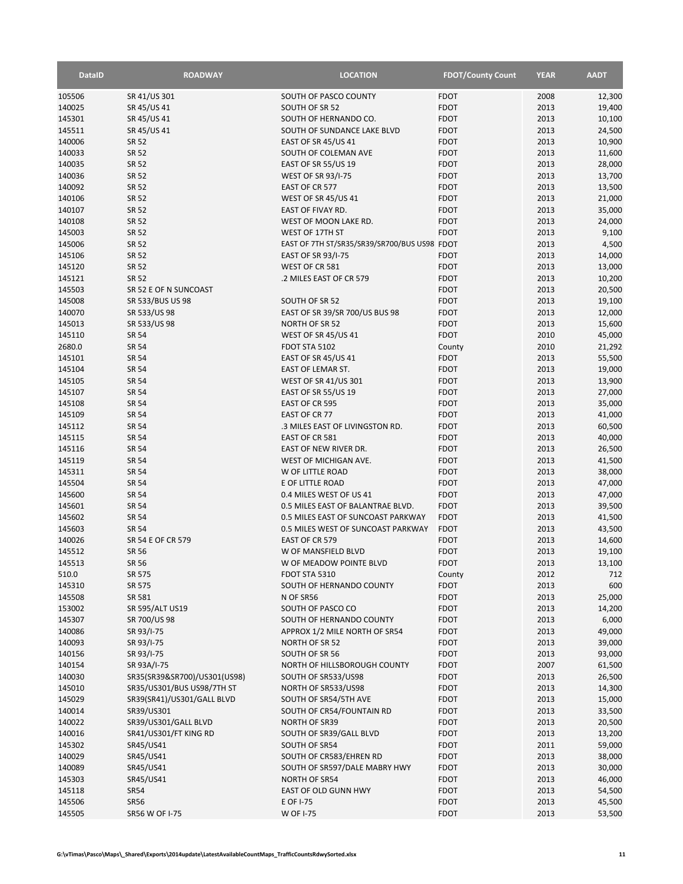| DataID | ROADWAY | LOCATION | FDOT/County Count | YEAR | AADT |
|---|---|---|---|---|---|
| 105506 | SR 41/US 301 | SOUTH OF PASCO COUNTY | FDOT | 2008 | 12,300 |
| 140025 | SR 45/US 41 | SOUTH OF SR 52 | FDOT | 2013 | 19,400 |
| 145301 | SR 45/US 41 | SOUTH OF HERNANDO CO. | FDOT | 2013 | 10,100 |
| 145511 | SR 45/US 41 | SOUTH OF SUNDANCE LAKE BLVD | FDOT | 2013 | 24,500 |
| 140006 | SR 52 | EAST OF SR 45/US 41 | FDOT | 2013 | 10,900 |
| 140033 | SR 52 | SOUTH OF COLEMAN AVE | FDOT | 2013 | 11,600 |
| 140035 | SR 52 | EAST OF SR 55/US 19 | FDOT | 2013 | 28,000 |
| 140036 | SR 52 | WEST OF SR 93/I-75 | FDOT | 2013 | 13,700 |
| 140092 | SR 52 | EAST OF CR 577 | FDOT | 2013 | 13,500 |
| 140106 | SR 52 | WEST OF SR 45/US 41 | FDOT | 2013 | 21,000 |
| 140107 | SR 52 | EAST OF FIVAY RD. | FDOT | 2013 | 35,000 |
| 140108 | SR 52 | WEST OF MOON LAKE RD. | FDOT | 2013 | 24,000 |
| 145003 | SR 52 | WEST OF 17TH ST | FDOT | 2013 | 9,100 |
| 145006 | SR 52 | EAST OF 7TH ST/SR35/SR39/SR700/BUS US98 | FDOT | 2013 | 4,500 |
| 145106 | SR 52 | EAST OF SR 93/I-75 | FDOT | 2013 | 14,000 |
| 145120 | SR 52 | WEST OF CR 581 | FDOT | 2013 | 13,000 |
| 145121 | SR 52 | .2 MILES EAST OF CR 579 | FDOT | 2013 | 10,200 |
| 145503 | SR 52 E OF N SUNCOAST | | FDOT | 2013 | 20,500 |
| 145008 | SR 533/BUS US 98 | SOUTH OF SR 52 | FDOT | 2013 | 19,100 |
| 140070 | SR 533/US 98 | EAST OF SR 39/SR 700/US BUS 98 | FDOT | 2013 | 12,000 |
| 145013 | SR 533/US 98 | NORTH OF SR 52 | FDOT | 2013 | 15,600 |
| 145110 | SR 54 | WEST OF SR 45/US 41 | FDOT | 2010 | 45,000 |
| 2680.0 | SR 54 | FDOT STA 5102 | County | 2010 | 21,292 |
| 145101 | SR 54 | EAST OF SR 45/US 41 | FDOT | 2013 | 55,500 |
| 145104 | SR 54 | EAST OF LEMAR ST. | FDOT | 2013 | 19,000 |
| 145105 | SR 54 | WEST OF SR 41/US 301 | FDOT | 2013 | 13,900 |
| 145107 | SR 54 | EAST OF SR 55/US 19 | FDOT | 2013 | 27,000 |
| 145108 | SR 54 | EAST OF CR 595 | FDOT | 2013 | 35,000 |
| 145109 | SR 54 | EAST OF CR 77 | FDOT | 2013 | 41,000 |
| 145112 | SR 54 | .3 MILES EAST OF LIVINGSTON RD. | FDOT | 2013 | 60,500 |
| 145115 | SR 54 | EAST OF CR 581 | FDOT | 2013 | 40,000 |
| 145116 | SR 54 | EAST OF NEW RIVER DR. | FDOT | 2013 | 26,500 |
| 145119 | SR 54 | WEST OF MICHIGAN AVE. | FDOT | 2013 | 41,500 |
| 145311 | SR 54 | W OF LITTLE ROAD | FDOT | 2013 | 38,000 |
| 145504 | SR 54 | E OF LITTLE ROAD | FDOT | 2013 | 47,000 |
| 145600 | SR 54 | 0.4 MILES WEST OF US 41 | FDOT | 2013 | 47,000 |
| 145601 | SR 54 | 0.5 MILES EAST OF BALANTRAE BLVD. | FDOT | 2013 | 39,500 |
| 145602 | SR 54 | 0.5 MILES EAST OF SUNCOAST PARKWAY | FDOT | 2013 | 41,500 |
| 145603 | SR 54 | 0.5 MILES WEST OF SUNCOAST PARKWAY | FDOT | 2013 | 43,500 |
| 140026 | SR 54 E OF CR 579 | EAST OF CR 579 | FDOT | 2013 | 14,600 |
| 145512 | SR 56 | W OF MANSFIELD BLVD | FDOT | 2013 | 19,100 |
| 145513 | SR 56 | W OF MEADOW POINTE BLVD | FDOT | 2013 | 13,100 |
| 510.0 | SR 575 | FDOT STA 5310 | County | 2012 | 712 |
| 145310 | SR 575 | SOUTH OF HERNANDO COUNTY | FDOT | 2013 | 600 |
| 145508 | SR 581 | N OF SR56 | FDOT | 2013 | 25,000 |
| 153002 | SR 595/ALT US19 | SOUTH OF PASCO CO | FDOT | 2013 | 14,200 |
| 145307 | SR 700/US 98 | SOUTH OF HERNANDO COUNTY | FDOT | 2013 | 6,000 |
| 140086 | SR 93/I-75 | APPROX 1/2 MILE NORTH OF SR54 | FDOT | 2013 | 49,000 |
| 140093 | SR 93/I-75 | NORTH OF SR 52 | FDOT | 2013 | 39,000 |
| 140156 | SR 93/I-75 | SOUTH OF SR 56 | FDOT | 2013 | 93,000 |
| 140154 | SR 93A/I-75 | NORTH OF HILLSBOROUGH COUNTY | FDOT | 2007 | 61,500 |
| 140030 | SR35(SR39&SR700)/US301(US98) | SOUTH OF SR533/US98 | FDOT | 2013 | 26,500 |
| 145010 | SR35/US301/BUS US98/7TH ST | NORTH OF SR533/US98 | FDOT | 2013 | 14,300 |
| 145029 | SR39(SR41)/US301/GALL BLVD | SOUTH OF SR54/5TH AVE | FDOT | 2013 | 15,000 |
| 140014 | SR39/US301 | SOUTH OF CR54/FOUNTAIN RD | FDOT | 2013 | 33,500 |
| 140022 | SR39/US301/GALL BLVD | NORTH OF SR39 | FDOT | 2013 | 20,500 |
| 140016 | SR41/US301/FT KING RD | SOUTH OF SR39/GALL BLVD | FDOT | 2013 | 13,200 |
| 145302 | SR45/US41 | SOUTH OF SR54 | FDOT | 2011 | 59,000 |
| 140029 | SR45/US41 | SOUTH OF CR583/EHREN RD | FDOT | 2013 | 38,000 |
| 140089 | SR45/US41 | SOUTH OF SR597/DALE MABRY HWY | FDOT | 2013 | 30,000 |
| 145303 | SR45/US41 | NORTH OF SR54 | FDOT | 2013 | 46,000 |
| 145118 | SR54 | EAST OF OLD GUNN HWY | FDOT | 2013 | 54,500 |
| 145506 | SR56 | E OF I-75 | FDOT | 2013 | 45,500 |
| 145505 | SR56 W OF I-75 | W OF I-75 | FDOT | 2013 | 53,500 |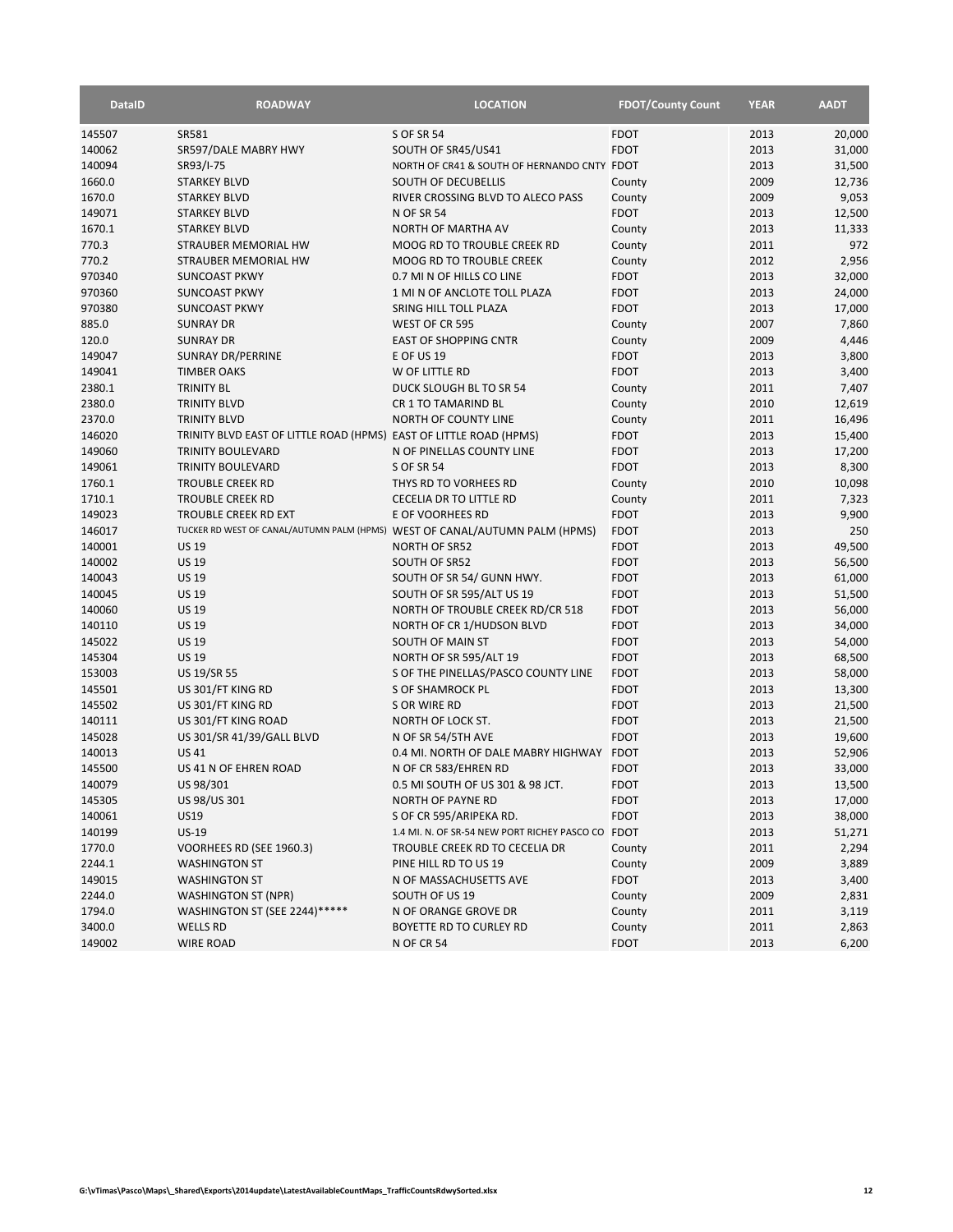| DataID | ROADWAY | LOCATION | FDOT/County Count | YEAR | AADT |
|---|---|---|---|---|---|
| 145507 | SR581 | S OF SR 54 | FDOT | 2013 | 20,000 |
| 140062 | SR597/DALE MABRY HWY | SOUTH OF SR45/US41 | FDOT | 2013 | 31,000 |
| 140094 | SR93/I-75 | NORTH OF CR41 & SOUTH OF HERNANDO CNTY | FDOT | 2013 | 31,500 |
| 1660.0 | STARKEY BLVD | SOUTH OF DECUBELLIS | County | 2009 | 12,736 |
| 1670.0 | STARKEY BLVD | RIVER CROSSING BLVD TO ALECO PASS | County | 2009 | 9,053 |
| 149071 | STARKEY BLVD | N OF SR 54 | FDOT | 2013 | 12,500 |
| 1670.1 | STARKEY BLVD | NORTH OF MARTHA AV | County | 2013 | 11,333 |
| 770.3 | STRAUBER MEMORIAL HW | MOOG RD TO TROUBLE CREEK RD | County | 2011 | 972 |
| 770.2 | STRAUBER MEMORIAL HW | MOOG RD TO TROUBLE CREEK | County | 2012 | 2,956 |
| 970340 | SUNCOAST PKWY | 0.7 MI N OF HILLS CO LINE | FDOT | 2013 | 32,000 |
| 970360 | SUNCOAST PKWY | 1 MI N OF ANCLOTE TOLL PLAZA | FDOT | 2013 | 24,000 |
| 970380 | SUNCOAST PKWY | SRING HILL TOLL PLAZA | FDOT | 2013 | 17,000 |
| 885.0 | SUNRAY DR | WEST OF CR 595 | County | 2007 | 7,860 |
| 120.0 | SUNRAY DR | EAST OF SHOPPING CNTR | County | 2009 | 4,446 |
| 149047 | SUNRAY DR/PERRINE | E OF US 19 | FDOT | 2013 | 3,800 |
| 149041 | TIMBER OAKS | W OF LITTLE RD | FDOT | 2013 | 3,400 |
| 2380.1 | TRINITY BL | DUCK SLOUGH BL TO SR 54 | County | 2011 | 7,407 |
| 2380.0 | TRINITY BLVD | CR 1 TO TAMARIND BL | County | 2010 | 12,619 |
| 2370.0 | TRINITY BLVD | NORTH OF COUNTY LINE | County | 2011 | 16,496 |
| 146020 | TRINITY BLVD EAST OF LITTLE ROAD (HPMS) | EAST OF LITTLE ROAD (HPMS) | FDOT | 2013 | 15,400 |
| 149060 | TRINITY BOULEVARD | N OF PINELLAS COUNTY LINE | FDOT | 2013 | 17,200 |
| 149061 | TRINITY BOULEVARD | S OF SR 54 | FDOT | 2013 | 8,300 |
| 1760.1 | TROUBLE CREEK RD | THYS RD TO VORHEES RD | County | 2010 | 10,098 |
| 1710.1 | TROUBLE CREEK RD | CECELIA DR TO LITTLE RD | County | 2011 | 7,323 |
| 149023 | TROUBLE CREEK RD EXT | E OF VOORHEES RD | FDOT | 2013 | 9,900 |
| 146017 | TUCKER RD WEST OF CANAL/AUTUMN PALM (HPMS) | WEST OF CANAL/AUTUMN PALM (HPMS) | FDOT | 2013 | 250 |
| 140001 | US 19 | NORTH OF SR52 | FDOT | 2013 | 49,500 |
| 140002 | US 19 | SOUTH OF SR52 | FDOT | 2013 | 56,500 |
| 140043 | US 19 | SOUTH OF SR 54/ GUNN HWY. | FDOT | 2013 | 61,000 |
| 140045 | US 19 | SOUTH OF SR 595/ALT US 19 | FDOT | 2013 | 51,500 |
| 140060 | US 19 | NORTH OF TROUBLE CREEK RD/CR 518 | FDOT | 2013 | 56,000 |
| 140110 | US 19 | NORTH OF CR 1/HUDSON BLVD | FDOT | 2013 | 34,000 |
| 145022 | US 19 | SOUTH OF MAIN ST | FDOT | 2013 | 54,000 |
| 145304 | US 19 | NORTH OF SR 595/ALT 19 | FDOT | 2013 | 68,500 |
| 153003 | US 19/SR 55 | S OF THE PINELLAS/PASCO COUNTY LINE | FDOT | 2013 | 58,000 |
| 145501 | US 301/FT KING RD | S OF SHAMROCK PL | FDOT | 2013 | 13,300 |
| 145502 | US 301/FT KING RD | S OR WIRE RD | FDOT | 2013 | 21,500 |
| 140111 | US 301/FT KING ROAD | NORTH OF LOCK ST. | FDOT | 2013 | 21,500 |
| 145028 | US 301/SR 41/39/GALL BLVD | N OF SR 54/5TH AVE | FDOT | 2013 | 19,600 |
| 140013 | US 41 | 0.4 MI. NORTH OF DALE MABRY HIGHWAY | FDOT | 2013 | 52,906 |
| 145500 | US 41 N OF EHREN ROAD | N OF CR 583/EHREN RD | FDOT | 2013 | 33,000 |
| 140079 | US 98/301 | 0.5 MI SOUTH OF US 301 & 98 JCT. | FDOT | 2013 | 13,500 |
| 145305 | US 98/US 301 | NORTH OF PAYNE RD | FDOT | 2013 | 17,000 |
| 140061 | US19 | S OF CR 595/ARIPEKA RD. | FDOT | 2013 | 38,000 |
| 140199 | US-19 | 1.4 MI. N. OF SR-54 NEW PORT RICHEY PASCO CO | FDOT | 2013 | 51,271 |
| 1770.0 | VOORHEES RD (SEE 1960.3) | TROUBLE CREEK RD TO CECELIA DR | County | 2011 | 2,294 |
| 2244.1 | WASHINGTON ST | PINE HILL RD TO US 19 | County | 2009 | 3,889 |
| 149015 | WASHINGTON ST | N OF MASSACHUSETTS AVE | FDOT | 2013 | 3,400 |
| 2244.0 | WASHINGTON ST (NPR) | SOUTH OF US 19 | County | 2009 | 2,831 |
| 1794.0 | WASHINGTON ST (SEE 2244)***** | N OF ORANGE GROVE DR | County | 2011 | 3,119 |
| 3400.0 | WELLS RD | BOYETTE RD TO CURLEY RD | County | 2011 | 2,863 |
| 149002 | WIRE ROAD | N OF CR 54 | FDOT | 2013 | 6,200 |